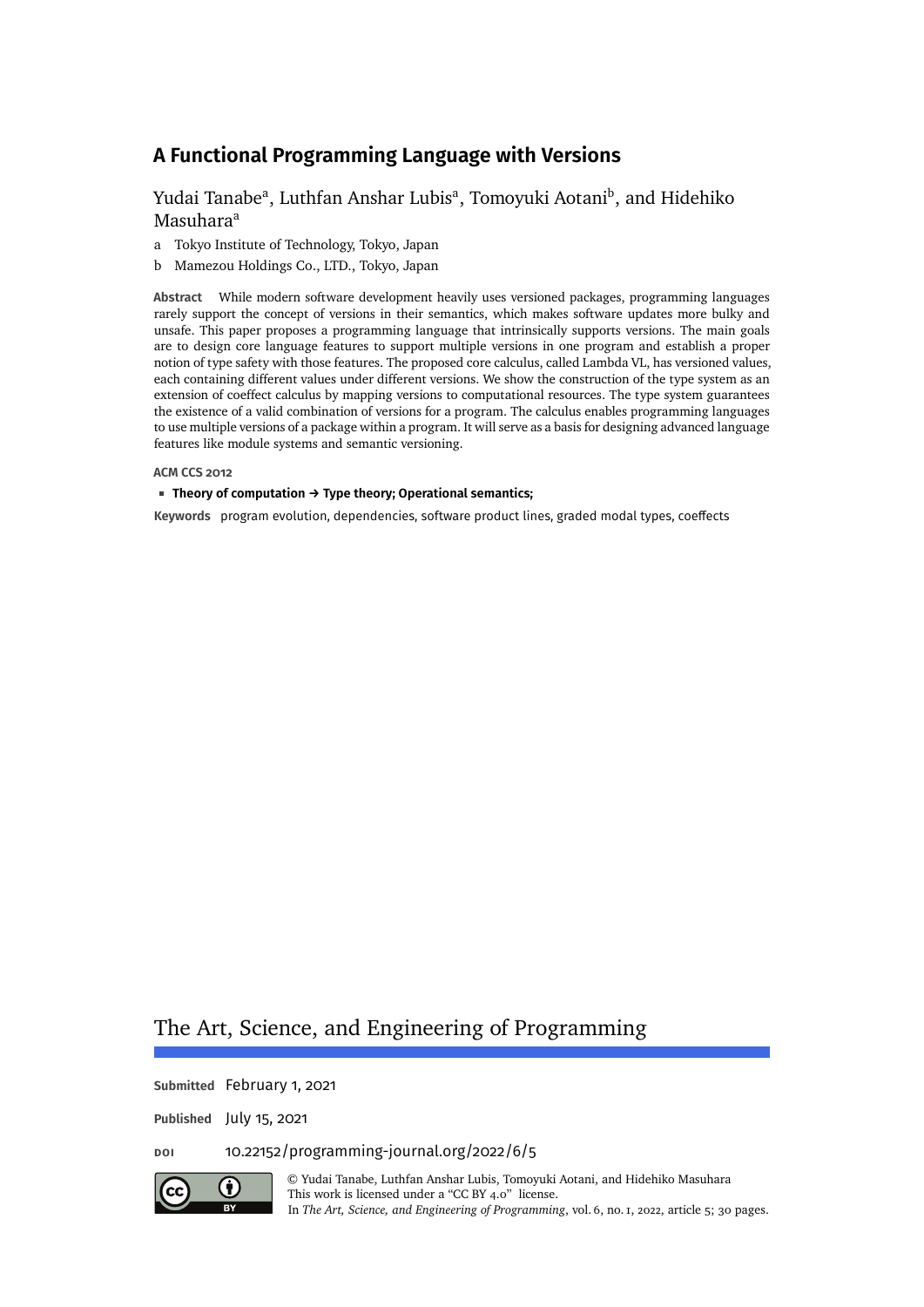# A Functional Programming Language with Versions

Yudai Tanabe[a], Luthfan Anshar Lubis[a], Tomoyuki Aotani[b], and Hidehiko Masuhara[a]

a Tokyo Institute of Technology, Tokyo, Japan

b Mamezou Holdings Co., LTD., Tokyo, Japan

**Abstract** While modern software development heavily uses versioned packages, programming languages rarely support the concept of versions in their semantics, which makes software updates more bulky and unsafe. This paper proposes a programming language that intrinsically supports versions. The main goals are to design core language features to support multiple versions in one program and establish a proper notion of type safety with those features. The proposed core calculus, called Lambda VL, has versioned values, each containing different values under different versions. We show the construction of the type system as an extension of coeffect calculus by mapping versions to computational resources. The type system guarantees the existence of a valid combination of versions for a program. The calculus enables programming languages to use multiple versions of a package within a program. It will serve as a basis for designing advanced language features like module systems and semantic versioning.

**ACM CCS 2012**

- **Theory of computation → Type theory; Operational semantics;**

**Keywords** program evolution, dependencies, software product lines, graded modal types, coeffects

## The Art, Science, and Engineering of Programming

**Submitted** February 1, 2021

**Published** July 15, 2021

**DOI** 10.22152/programming-journal.org/2022/6/5

© Yudai Tanabe, Luthfan Anshar Lubis, Tomoyuki Aotani, and Hidehiko Masuhara
This work is licensed under a "CC BY 4.0" license.
In *The Art, Science, and Engineering of Programming*, vol. 6, no. 1, 2022, article 5; 30 pages.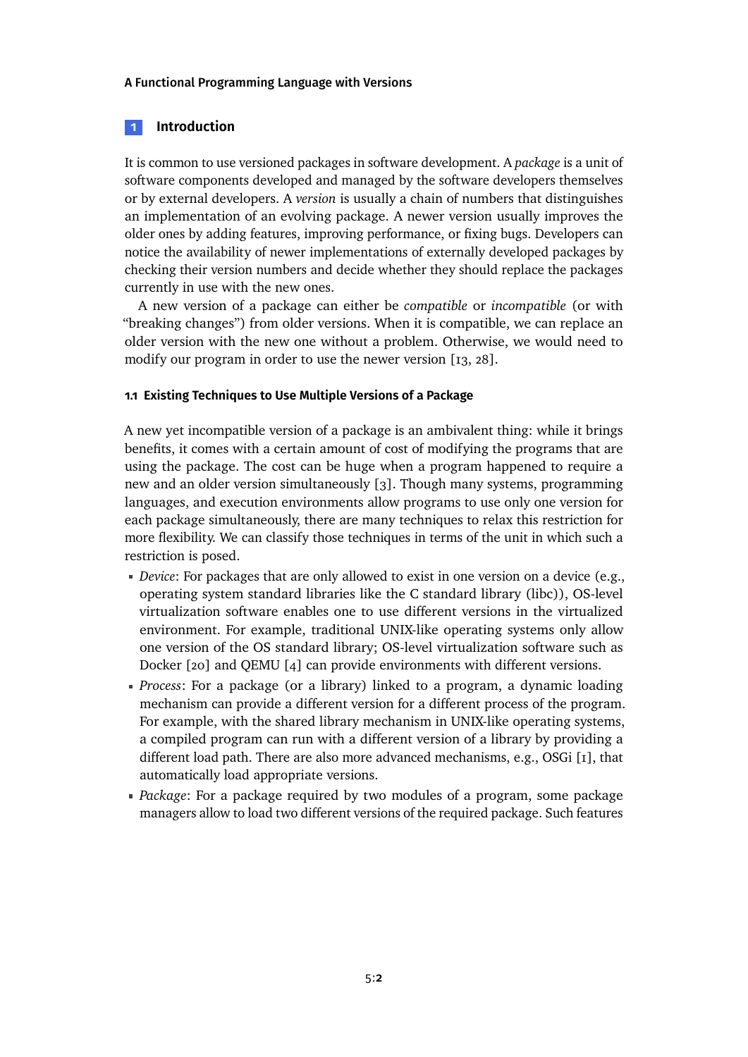## 1 Introduction

It is common to use versioned packages in software development. A *package* is a unit of software components developed and managed by the software developers themselves or by external developers. A *version* is usually a chain of numbers that distinguishes an implementation of an evolving package. A newer version usually improves the older ones by adding features, improving performance, or fixing bugs. Developers can notice the availability of newer implementations of externally developed packages by checking their version numbers and decide whether they should replace the packages currently in use with the new ones.

A new version of a package can either be *compatible* or *incompatible* (or with "breaking changes") from older versions. When it is compatible, we can replace an older version with the new one without a problem. Otherwise, we would need to modify our program in order to use the newer version [13, 28].

### 1.1 Existing Techniques to Use Multiple Versions of a Package

A new yet incompatible version of a package is an ambivalent thing: while it brings benefits, it comes with a certain amount of cost of modifying the programs that are using the package. The cost can be huge when a program happened to require a new and an older version simultaneously [3]. Though many systems, programming languages, and execution environments allow programs to use only one version for each package simultaneously, there are many techniques to relax this restriction for more flexibility. We can classify those techniques in terms of the unit in which such a restriction is posed.

- *Device*: For packages that are only allowed to exist in one version on a device (e.g., operating system standard libraries like the C standard library (libc)), OS-level virtualization software enables one to use different versions in the virtualized environment. For example, traditional UNIX-like operating systems only allow one version of the OS standard library; OS-level virtualization software such as Docker [20] and QEMU [4] can provide environments with different versions.
- *Process*: For a package (or a library) linked to a program, a dynamic loading mechanism can provide a different version for a different process of the program. For example, with the shared library mechanism in UNIX-like operating systems, a compiled program can run with a different version of a library by providing a different load path. There are also more advanced mechanisms, e.g., OSGi [1], that automatically load appropriate versions.
- *Package*: For a package required by two modules of a program, some package managers allow to load two different versions of the required package. Such features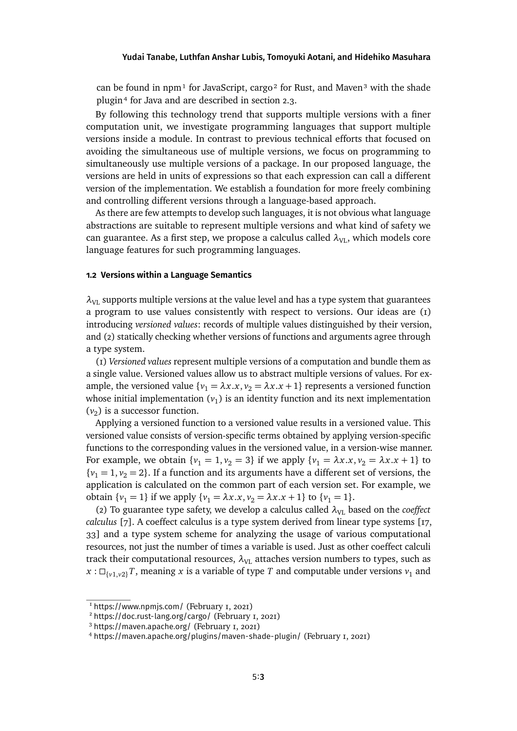can be found in npm[1] for JavaScript, cargo[2] for Rust, and Maven[3] with the shade plugin[4] for Java and are described in section 2.3.

By following this technology trend that supports multiple versions with a finer computation unit, we investigate programming languages that support multiple versions inside a module. In contrast to previous technical efforts that focused on avoiding the simultaneous use of multiple versions, we focus on programming to simultaneously use multiple versions of a package. In our proposed language, the versions are held in units of expressions so that each expression can call a different version of the implementation. We establish a foundation for more freely combining and controlling different versions through a language-based approach.

As there are few attempts to develop such languages, it is not obvious what language abstractions are suitable to represent multiple versions and what kind of safety we can guarantee. As a first step, we propose a calculus called $\lambda_{\mathrm{VL}}$, which models core language features for such programming languages.

### 1.2 Versions within a Language Semantics

$\lambda_{\mathrm{VL}}$ supports multiple versions at the value level and has a type system that guarantees a program to use values consistently with respect to versions. Our ideas are (1) introducing *versioned values*: records of multiple values distinguished by their version, and (2) statically checking whether versions of functions and arguments agree through a type system.

(1) *Versioned values* represent multiple versions of a computation and bundle them as a single value. Versioned values allow us to abstract multiple versions of values. For example, the versioned value $\{v_1 = \lambda x.x, v_2 = \lambda x.x+1\}$ represents a versioned function whose initial implementation ($v_1$) is an identity function and its next implementation ($v_2$) is a successor function.

Applying a versioned function to a versioned value results in a versioned value. This versioned value consists of version-specific terms obtained by applying version-specific functions to the corresponding values in the versioned value, in a version-wise manner. For example, we obtain $\{v_1 = 1, v_2 = 3\}$ if we apply $\{v_1 = \lambda x.x, v_2 = \lambda x.x+1\}$ to $\{v_1 = 1, v_2 = 2\}$. If a function and its arguments have a different set of versions, the application is calculated on the common part of each version set. For example, we obtain $\{v_1 = 1\}$ if we apply $\{v_1 = \lambda x.x, v_2 = \lambda x.x+1\}$ to $\{v_1 = 1\}$.

(2) To guarantee type safety, we develop a calculus called $\lambda_{\mathrm{VL}}$ based on the *coeffect calculus* [7]. A coeffect calculus is a type system derived from linear type systems [17, 33] and a type system scheme for analyzing the usage of various computational resources, not just the number of times a variable is used. Just as other coeffect calculi track their computational resources, $\lambda_{\mathrm{VL}}$ attaches version numbers to types, such as $x : \Box_{\{v1,v2\}} T$, meaning $x$ is a variable of type $T$ and computable under versions $v_1$ and

---

[1] https://www.npmjs.com/ (February 1, 2021)

[2] https://doc.rust-lang.org/cargo/ (February 1, 2021)

[3] https://maven.apache.org/ (February 1, 2021)

[4] https://maven.apache.org/plugins/maven-shade-plugin/ (February 1, 2021)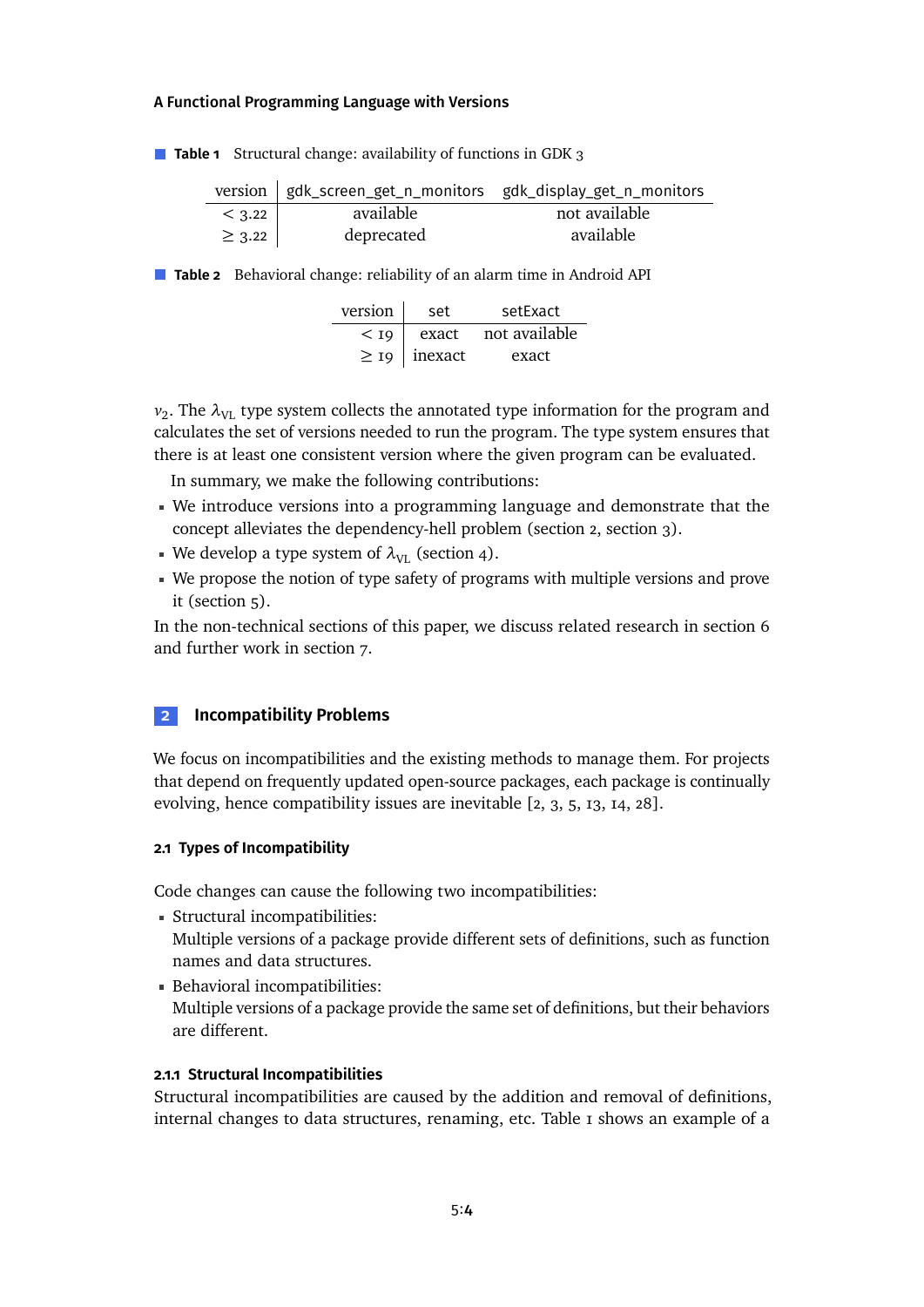**Table 1** Structural change: availability of functions in GDK 3

| version | gdk_screen_get_n_monitors | gdk_display_get_n_monitors |
|---|---|---|
| $< 3.22$ | available | not available |
| $\geq 3.22$ | deprecated | available |

**Table 2** Behavioral change: reliability of an alarm time in Android API

| version | set | setExact |
|---|---|---|
| $< 19$ | exact | not available |
| $\geq 19$ | inexact | exact |

$v_2$. The $\lambda_{\text{VL}}$ type system collects the annotated type information for the program and calculates the set of versions needed to run the program. The type system ensures that there is at least one consistent version where the given program can be evaluated.

In summary, we make the following contributions:

- We introduce versions into a programming language and demonstrate that the concept alleviates the dependency-hell problem (section 2, section 3).
- We develop a type system of $\lambda_{\text{VL}}$ (section 4).
- We propose the notion of type safety of programs with multiple versions and prove it (section 5).

In the non-technical sections of this paper, we discuss related research in section 6 and further work in section 7.

## 2 Incompatibility Problems

We focus on incompatibilities and the existing methods to manage them. For projects that depend on frequently updated open-source packages, each package is continually evolving, hence compatibility issues are inevitable [2, 3, 5, 13, 14, 28].

### 2.1 Types of Incompatibility

Code changes can cause the following two incompatibilities:

- Structural incompatibilities:
  Multiple versions of a package provide different sets of definitions, such as function names and data structures.
- Behavioral incompatibilities:
  Multiple versions of a package provide the same set of definitions, but their behaviors are different.

#### 2.1.1 Structural Incompatibilities

Structural incompatibilities are caused by the addition and removal of definitions, internal changes to data structures, renaming, etc. Table 1 shows an example of a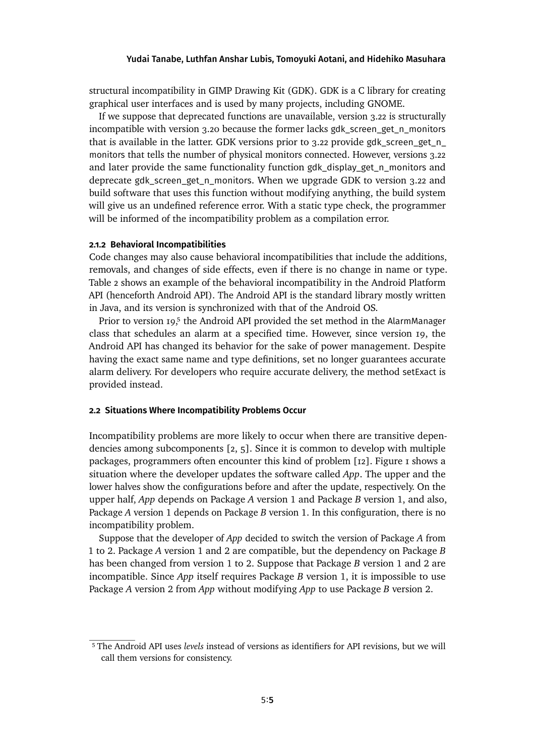structural incompatibility in GIMP Drawing Kit (GDK). GDK is a C library for creating graphical user interfaces and is used by many projects, including GNOME.

If we suppose that deprecated functions are unavailable, version 3.22 is structurally incompatible with version 3.20 because the former lacks gdk_screen_get_n_monitors that is available in the latter. GDK versions prior to 3.22 provide gdk_screen_get_n_monitors that tells the number of physical monitors connected. However, versions 3.22 and later provide the same functionality function gdk_display_get_n_monitors and deprecate gdk_screen_get_n_monitors. When we upgrade GDK to version 3.22 and build software that uses this function without modifying anything, the build system will give us an undefined reference error. With a static type check, the programmer will be informed of the incompatibility problem as a compilation error.

#### 2.1.2 Behavioral Incompatibilities

Code changes may also cause behavioral incompatibilities that include the additions, removals, and changes of side effects, even if there is no change in name or type. Table 2 shows an example of the behavioral incompatibility in the Android Platform API (henceforth Android API). The Android API is the standard library mostly written in Java, and its version is synchronized with that of the Android OS.

Prior to version 19,[5] the Android API provided the set method in the AlarmManager class that schedules an alarm at a specified time. However, since version 19, the Android API has changed its behavior for the sake of power management. Despite having the exact same name and type definitions, set no longer guarantees accurate alarm delivery. For developers who require accurate delivery, the method setExact is provided instead.

### 2.2 Situations Where Incompatibility Problems Occur

Incompatibility problems are more likely to occur when there are transitive dependencies among subcomponents [2, 5]. Since it is common to develop with multiple packages, programmers often encounter this kind of problem [12]. Figure 1 shows a situation where the developer updates the software called *App*. The upper and the lower halves show the configurations before and after the update, respectively. On the upper half, *App* depends on Package *A* version 1 and Package *B* version 1, and also, Package *A* version 1 depends on Package *B* version 1. In this configuration, there is no incompatibility problem.

Suppose that the developer of *App* decided to switch the version of Package *A* from 1 to 2. Package *A* version 1 and 2 are compatible, but the dependency on Package *B* has been changed from version 1 to 2. Suppose that Package *B* version 1 and 2 are incompatible. Since *App* itself requires Package *B* version 1, it is impossible to use Package *A* version 2 from *App* without modifying *App* to use Package *B* version 2.

---

[5] The Android API uses *levels* instead of versions as identifiers for API revisions, but we will call them versions for consistency.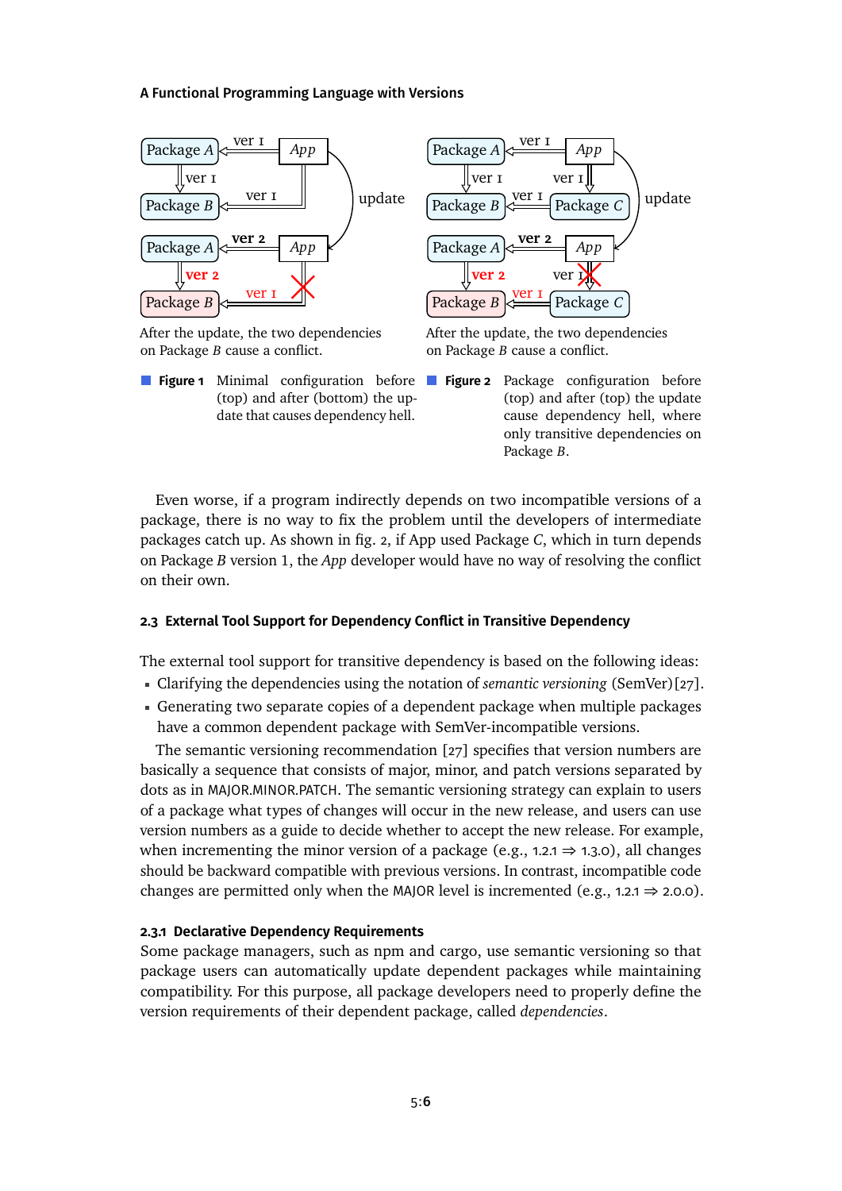After the update, the two dependencies on Package *B* cause a conflict.

**Figure 1** Minimal configuration before (top) and after (bottom) the update that causes dependency hell.

After the update, the two dependencies on Package *B* cause a conflict.

**Figure 2** Package configuration before (top) and after (top) the update cause dependency hell, where only transitive dependencies on Package *B*.

Even worse, if a program indirectly depends on two incompatible versions of a package, there is no way to fix the problem until the developers of intermediate packages catch up. As shown in fig. 2, if App used Package *C*, which in turn depends on Package *B* version 1, the *App* developer would have no way of resolving the conflict on their own.

### 2.3 External Tool Support for Dependency Conflict in Transitive Dependency

The external tool support for transitive dependency is based on the following ideas:

- Clarifying the dependencies using the notation of *semantic versioning* (SemVer)[27].
- Generating two separate copies of a dependent package when multiple packages have a common dependent package with SemVer-incompatible versions.

The semantic versioning recommendation [27] specifies that version numbers are basically a sequence that consists of major, minor, and patch versions separated by dots as in MAJOR.MINOR.PATCH. The semantic versioning strategy can explain to users of a package what types of changes will occur in the new release, and users can use version numbers as a guide to decide whether to accept the new release. For example, when incrementing the minor version of a package (e.g., 1.2.1 ⇒ 1.3.0), all changes should be backward compatible with previous versions. In contrast, incompatible code changes are permitted only when the MAJOR level is incremented (e.g., 1.2.1 ⇒ 2.0.0).

#### 2.3.1 Declarative Dependency Requirements

Some package managers, such as npm and cargo, use semantic versioning so that package users can automatically update dependent packages while maintaining compatibility. For this purpose, all package developers need to properly define the version requirements of their dependent package, called *dependencies*.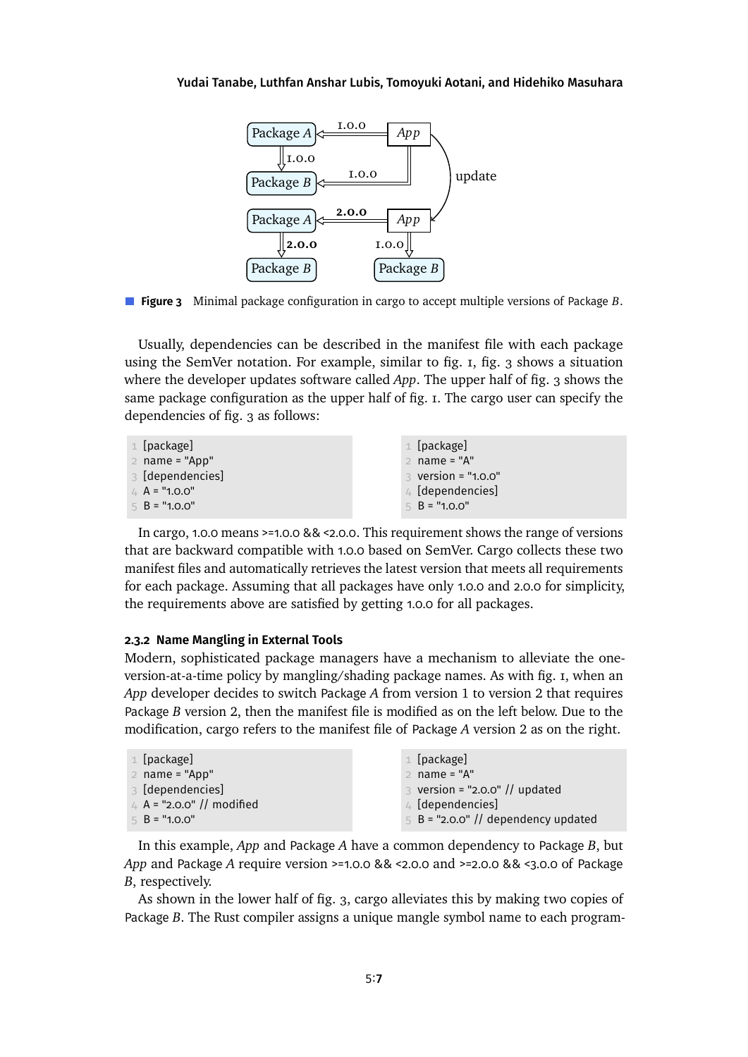**Figure 3** Minimal package configuration in cargo to accept multiple versions of Package *B*.

Usually, dependencies can be described in the manifest file with each package using the SemVer notation. For example, similar to fig. 1, fig. 3 shows a situation where the developer updates software called *App*. The upper half of fig. 3 shows the same package configuration as the upper half of fig. 1. The cargo user can specify the dependencies of fig. 3 as follows:

```
[package]
name = "App"
[dependencies]
A = "1.0.0"
B = "1.0.0"
```

```
[package]
name = "A"
version = "1.0.0"
[dependencies]
B = "1.0.0"
```

In cargo, 1.0.0 means >=1.0.0 && <2.0.0. This requirement shows the range of versions that are backward compatible with 1.0.0 based on SemVer. Cargo collects these two manifest files and automatically retrieves the latest version that meets all requirements for each package. Assuming that all packages have only 1.0.0 and 2.0.0 for simplicity, the requirements above are satisfied by getting 1.0.0 for all packages.

#### 2.3.2 Name Mangling in External Tools

Modern, sophisticated package managers have a mechanism to alleviate the one-version-at-a-time policy by mangling/shading package names. As with fig. 1, when an *App* developer decides to switch Package *A* from version 1 to version 2 that requires Package *B* version 2, then the manifest file is modified as on the left below. Due to the modification, cargo refers to the manifest file of Package *A* version 2 as on the right.

```
[package]
name = "App"
[dependencies]
A = "2.0.0" // modified
B = "1.0.0"
```

```
[package]
name = "A"
version = "2.0.0" // updated
[dependencies]
B = "2.0.0" // dependency updated
```

In this example, *App* and Package *A* have a common dependency to Package *B*, but *App* and Package *A* require version >=1.0.0 && <2.0.0 and >=2.0.0 && <3.0.0 of Package *B*, respectively.

As shown in the lower half of fig. 3, cargo alleviates this by making two copies of Package *B*. The Rust compiler assigns a unique mangle symbol name to each program-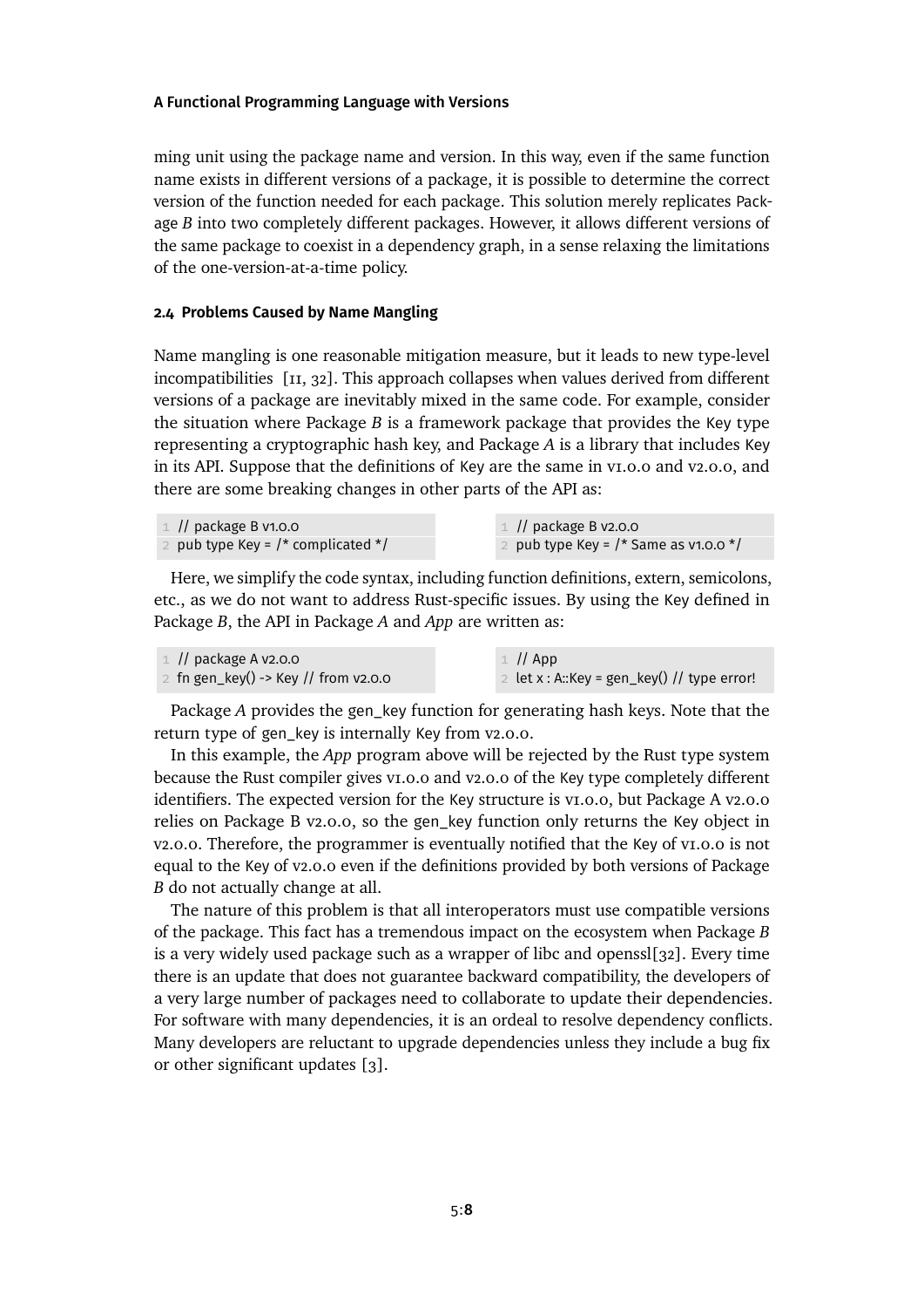ming unit using the package name and version. In this way, even if the same function name exists in different versions of a package, it is possible to determine the correct version of the function needed for each package. This solution merely replicates Package *B* into two completely different packages. However, it allows different versions of the same package to coexist in a dependency graph, in a sense relaxing the limitations of the one-version-at-a-time policy.

### 2.4 Problems Caused by Name Mangling

Name mangling is one reasonable mitigation measure, but it leads to new type-level incompatibilities [11, 32]. This approach collapses when values derived from different versions of a package are inevitably mixed in the same code. For example, consider the situation where Package *B* is a framework package that provides the Key type representing a cryptographic hash key, and Package *A* is a library that includes Key in its API. Suppose that the definitions of Key are the same in v1.0.0 and v2.0.0, and there are some breaking changes in other parts of the API as:

```
// package B v1.0.0
pub type Key = /* complicated */
```

```
// package B v2.0.0
pub type Key = /* Same as v1.0.0 */
```

Here, we simplify the code syntax, including function definitions, extern, semicolons, etc., as we do not want to address Rust-specific issues. By using the Key defined in Package *B*, the API in Package *A* and *App* are written as:

```
// package A v2.0.0
fn gen_key() -> Key // from v2.0.0
```

```
// App
let x : A::Key = gen_key() // type error!
```

Package *A* provides the gen_key function for generating hash keys. Note that the return type of gen_key is internally Key from v2.0.0.

In this example, the *App* program above will be rejected by the Rust type system because the Rust compiler gives v1.0.0 and v2.0.0 of the Key type completely different identifiers. The expected version for the Key structure is v1.0.0, but Package A v2.0.0 relies on Package B v2.0.0, so the gen_key function only returns the Key object in v2.0.0. Therefore, the programmer is eventually notified that the Key of v1.0.0 is not equal to the Key of v2.0.0 even if the definitions provided by both versions of Package *B* do not actually change at all.

The nature of this problem is that all interoperators must use compatible versions of the package. This fact has a tremendous impact on the ecosystem when Package *B* is a very widely used package such as a wrapper of libc and openssl[32]. Every time there is an update that does not guarantee backward compatibility, the developers of a very large number of packages need to collaborate to update their dependencies. For software with many dependencies, it is an ordeal to resolve dependency conflicts. Many developers are reluctant to upgrade dependencies unless they include a bug fix or other significant updates [3].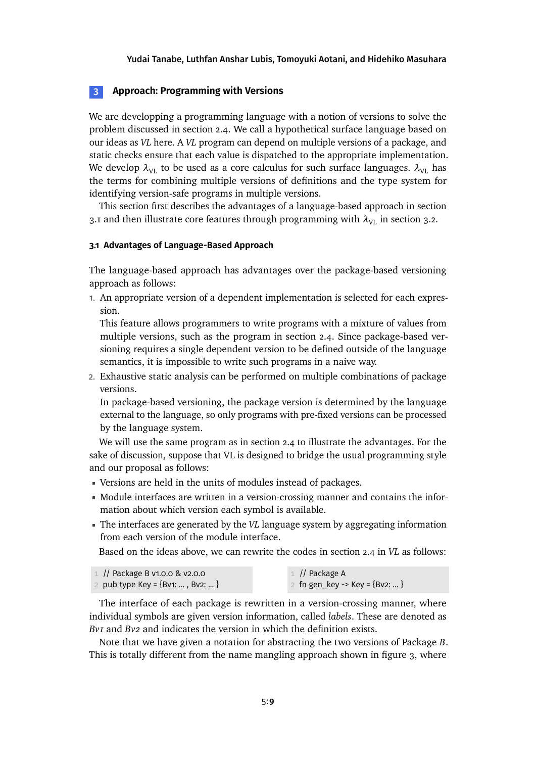## 3 Approach: Programming with Versions

We are developping a programming language with a notion of versions to solve the problem discussed in section 2.4. We call a hypothetical surface language based on our ideas as *VL* here. A *VL* program can depend on multiple versions of a package, and static checks ensure that each value is dispatched to the appropriate implementation. We develop $\lambda_{\text{VL}}$ to be used as a core calculus for such surface languages. $\lambda_{\text{VL}}$ has the terms for combining multiple versions of definitions and the type system for identifying version-safe programs in multiple versions.

This section first describes the advantages of a language-based approach in section 3.1 and then illustrate core features through programming with $\lambda_{\text{VL}}$ in section 3.2.

### 3.1 Advantages of Language-Based Approach

The language-based approach has advantages over the package-based versioning approach as follows:

1. An appropriate version of a dependent implementation is selected for each expression.
   This feature allows programmers to write programs with a mixture of values from multiple versions, such as the program in section 2.4. Since package-based versioning requires a single dependent version to be defined outside of the language semantics, it is impossible to write such programs in a naive way.
2. Exhaustive static analysis can be performed on multiple combinations of package versions.
   In package-based versioning, the package version is determined by the language external to the language, so only programs with pre-fixed versions can be processed by the language system.

We will use the same program as in section 2.4 to illustrate the advantages. For the sake of discussion, suppose that VL is designed to bridge the usual programming style and our proposal as follows:

- Versions are held in the units of modules instead of packages.
- Module interfaces are written in a version-crossing manner and contains the information about which version each symbol is available.
- The interfaces are generated by the *VL* language system by aggregating information from each version of the module interface.

Based on the ideas above, we can rewrite the codes in section 2.4 in *VL* as follows:

```
// Package B v1.0.0 & v2.0.0
pub type Key = {Bv1: ... , Bv2: ... }
```

```
// Package A
fn gen_key -> Key = {Bv2: ... }
```

The interface of each package is rewritten in a version-crossing manner, where individual symbols are given version information, called *labels*. These are denoted as *Bv1* and *Bv2* and indicates the version in which the definition exists.

Note that we have given a notation for abstracting the two versions of Package *B*. This is totally different from the name mangling approach shown in figure 3, where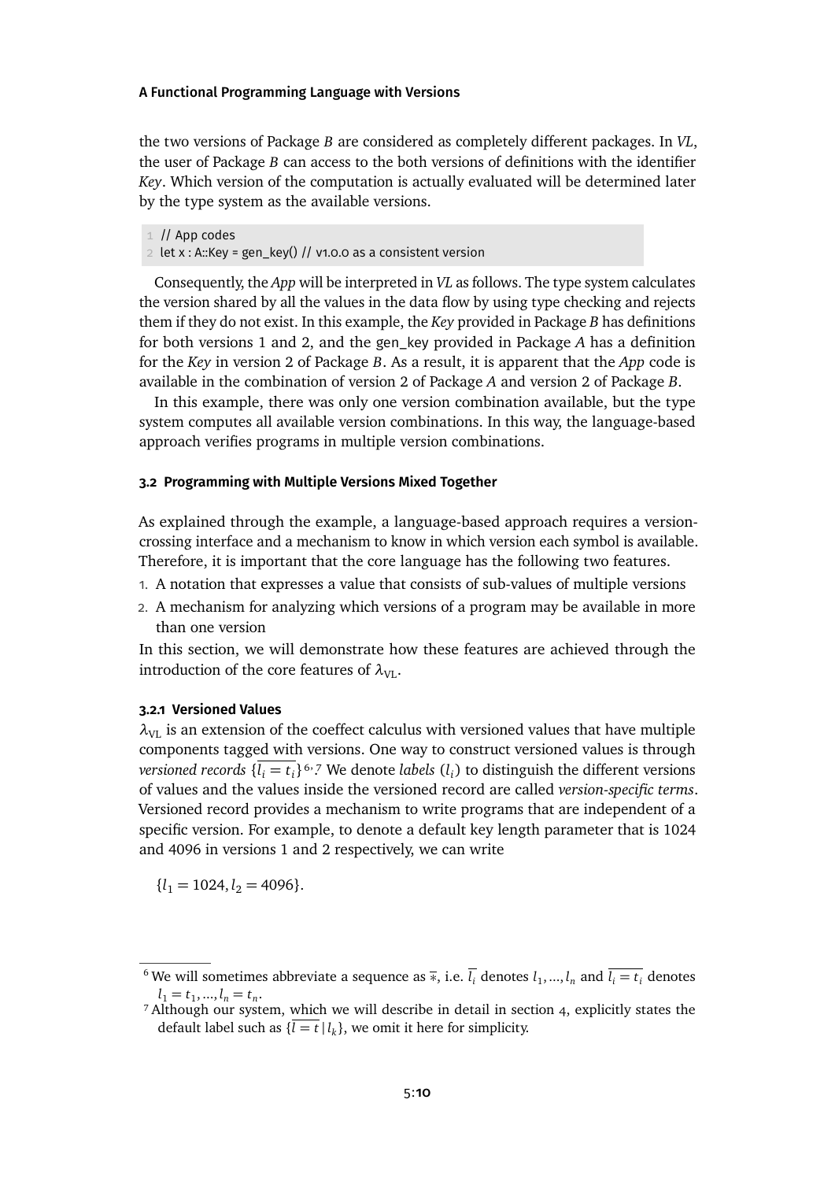the two versions of Package *B* are considered as completely different packages. In *VL*, the user of Package *B* can access to the both versions of definitions with the identifier *Key*. Which version of the computation is actually evaluated will be determined later by the type system as the available versions.

```
// App codes
let x : A::Key = gen_key() // v1.0.0 as a consistent version
```

Consequently, the *App* will be interpreted in *VL* as follows. The type system calculates the version shared by all the values in the data flow by using type checking and rejects them if they do not exist. In this example, the *Key* provided in Package *B* has definitions for both versions 1 and 2, and the gen_key provided in Package *A* has a definition for the *Key* in version 2 of Package *B*. As a result, it is apparent that the *App* code is available in the combination of version 2 of Package *A* and version 2 of Package *B*.

In this example, there was only one version combination available, but the type system computes all available version combinations. In this way, the language-based approach verifies programs in multiple version combinations.

### 3.2 Programming with Multiple Versions Mixed Together

As explained through the example, a language-based approach requires a version-crossing interface and a mechanism to know in which version each symbol is available. Therefore, it is important that the core language has the following two features.

1. A notation that expresses a value that consists of sub-values of multiple versions
2. A mechanism for analyzing which versions of a program may be available in more than one version

In this section, we will demonstrate how these features are achieved through the introduction of the core features of $\lambda_{\text{VL}}$.

#### 3.2.1 Versioned Values

$\lambda_{\text{VL}}$ is an extension of the coeffect calculus with versioned values that have multiple components tagged with versions. One way to construct versioned values is through *versioned records* $\{\overline{l_i = t_i}\}$[6,7] We denote *labels* ($l_i$) to distinguish the different versions of values and the values inside the versioned record are called *version-specific terms*. Versioned record provides a mechanism to write programs that are independent of a specific version. For example, to denote a default key length parameter that is 1024 and 4096 in versions 1 and 2 respectively, we can write

$$\{l_1 = 1024, l_2 = 4096\}.$$

---

[6] We will sometimes abbreviate a sequence as $\overline{*}$, i.e. $\overline{l_i}$ denotes $l_1, ..., l_n$ and $\overline{l_i = t_i}$ denotes $l_1 = t_1, ..., l_n = t_n$.

[7] Although our system, which we will describe in detail in section 4, explicitly states the default label such as $\{\overline{l = t} \mid l_k\}$, we omit it here for simplicity.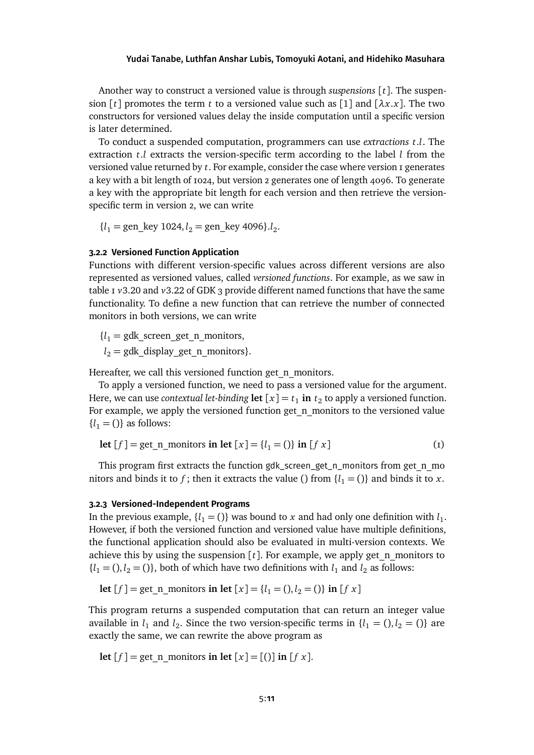Another way to construct a versioned value is through *suspensions* $[t]$. The suspension $[t]$ promotes the term $t$ to a versioned value such as $[1]$ and $[\lambda x.x]$. The two constructors for versioned values delay the inside computation until a specific version is later determined.

To conduct a suspended computation, programmers can use *extractions* $t.l$. The extraction $t.l$ extracts the version-specific term according to the label $l$ from the versioned value returned by $t$. For example, consider the case where version 1 generates a key with a bit length of 1024, but version 2 generates one of length 4096. To generate a key with the appropriate bit length for each version and then retrieve the version-specific term in version 2, we can write

$$\{l_1 = \text{gen\_key } 1024, l_2 = \text{gen\_key } 4096\}.l_2.$$

#### 3.2.2 Versioned Function Application

Functions with different version-specific values across different versions are also represented as versioned values, called *versioned functions*. For example, as we saw in table 1 $v3.20$ and $v3.22$ of GDK 3 provide different named functions that have the same functionality. To define a new function that can retrieve the number of connected monitors in both versions, we can write

$$\{l_1 = \text{gdk\_screen\_get\_n\_monitors}, \\ l_2 = \text{gdk\_display\_get\_n\_monitors}\}.$$

Hereafter, we call this versioned function get_n_monitors.

To apply a versioned function, we need to pass a versioned value for the argument. Here, we can use *contextual let-binding* $\textbf{let } [x] = t_1 \textbf{ in } t_2$ to apply a versioned function. For example, we apply the versioned function get_n_monitors to the versioned value $\{l_1 = ()\}$ as follows:

$$\textbf{let } [f] = \text{get\_n\_monitors } \textbf{in let } [x] = \{l_1 = ()\} \textbf{ in } [f\ x] \tag{1}$$

This program first extracts the function gdk_screen_get_n_monitors from get_n_monitors and binds it to $f$; then it extracts the value () from $\{l_1 = ()\}$ and binds it to $x$.

#### 3.2.3 Versioned-Independent Programs

In the previous example, $\{l_1 = ()\}$ was bound to $x$ and had only one definition with $l_1$. However, if both the versioned function and versioned value have multiple definitions, the functional application should also be evaluated in multi-version contexts. We achieve this by using the suspension $[t]$. For example, we apply get_n_monitors to $\{l_1 = (), l_2 = ()\}$, both of which have two definitions with $l_1$ and $l_2$ as follows:

$$\textbf{let } [f] = \text{get\_n\_monitors } \textbf{in let } [x] = \{l_1 = (), l_2 = ()\} \textbf{ in } [f\ x]$$

This program returns a suspended computation that can return an integer value available in $l_1$ and $l_2$. Since the two version-specific terms in $\{l_1 = (), l_2 = ()\}$ are exactly the same, we can rewrite the above program as

$$\textbf{let } [f] = \text{get\_n\_monitors } \textbf{in let } [x] = [()] \textbf{ in } [f\ x].$$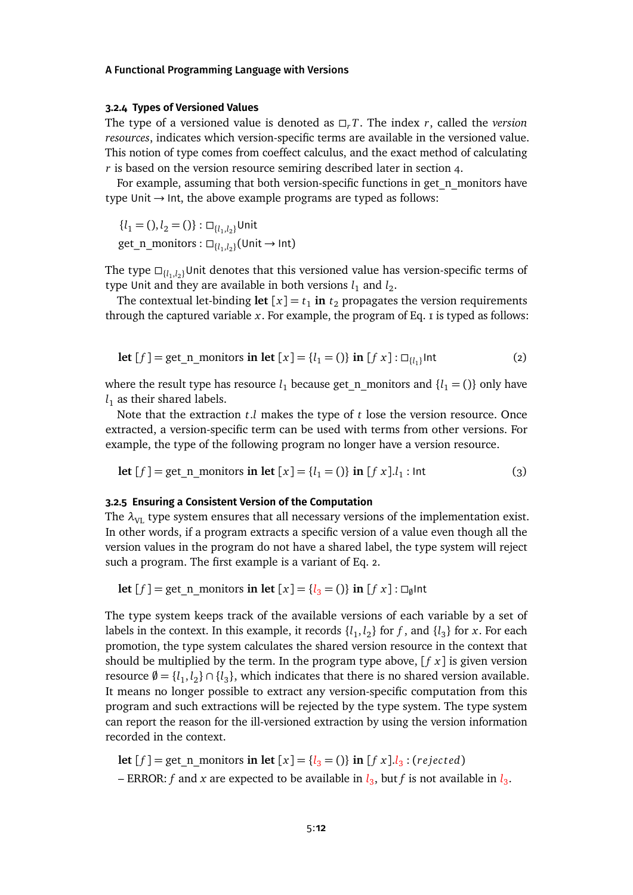#### 3.2.4 Types of Versioned Values

The type of a versioned value is denoted as $\square_r T$. The index $r$, called the *version resources*, indicates which version-specific terms are available in the versioned value. This notion of type comes from coeffect calculus, and the exact method of calculating $r$ is based on the version resource semiring described later in section 4.

For example, assuming that both version-specific functions in get_n_monitors have type $\mathsf{Unit} \to \mathsf{Int}$, the above example programs are typed as follows:

$$\{l_1 = (), l_2 = ()\} : \square_{\{l_1,l_2\}}\mathsf{Unit}$$
$$\text{get\_n\_monitors} : \square_{\{l_1,l_2\}}(\mathsf{Unit} \to \mathsf{Int})$$

The type $\square_{\{l_1,l_2\}}\mathsf{Unit}$ denotes that this versioned value has version-specific terms of type $\mathsf{Unit}$ and they are available in both versions $l_1$ and $l_2$.

The contextual let-binding $\textbf{let}\ [x] = t_1\ \textbf{in}\ t_2$ propagates the version requirements through the captured variable $x$. For example, the program of Eq. 1 is typed as follows:

$$\textbf{let}\ [f] = \text{get\_n\_monitors}\ \textbf{in}\ \textbf{let}\ [x] = \{l_1 = ()\}\ \textbf{in}\ [f\ x] : \square_{\{l_1\}}\mathsf{Int} \tag{2}$$

where the result type has resource $l_1$ because get_n_monitors and $\{l_1 = ()\}$ only have $l_1$ as their shared labels.

Note that the extraction $t.l$ makes the type of $t$ lose the version resource. Once extracted, a version-specific term can be used with terms from other versions. For example, the type of the following program no longer have a version resource.

$$\textbf{let}\ [f] = \text{get\_n\_monitors}\ \textbf{in}\ \textbf{let}\ [x] = \{l_1 = ()\}\ \textbf{in}\ [f\ x].l_1 : \mathsf{Int} \tag{3}$$

#### 3.2.5 Ensuring a Consistent Version of the Computation

The $\lambda_{\text{VL}}$ type system ensures that all necessary versions of the implementation exist. In other words, if a program extracts a specific version of a value even though all the version values in the program do not have a shared label, the type system will reject such a program. The first example is a variant of Eq. 2.

$$\textbf{let}\ [f] = \text{get\_n\_monitors}\ \textbf{in}\ \textbf{let}\ [x] = \{l_3 = ()\}\ \textbf{in}\ [f\ x] : \square_{\emptyset}\mathsf{Int}$$

The type system keeps track of the available versions of each variable by a set of labels in the context. In this example, it records $\{l_1, l_2\}$ for $f$, and $\{l_3\}$ for $x$. For each promotion, the type system calculates the shared version resource in the context that should be multiplied by the term. In the program type above, $[f\ x]$ is given version resource $\emptyset = \{l_1, l_2\} \cap \{l_3\}$, which indicates that there is no shared version available. It means no longer possible to extract any version-specific computation from this program and such extractions will be rejected by the type system. The type system can report the reason for the ill-versioned extraction by using the version information recorded in the context.

$$\textbf{let}\ [f] = \text{get\_n\_monitors}\ \textbf{in}\ \textbf{let}\ [x] = \{l_3 = ()\}\ \textbf{in}\ [f\ x].l_3 : (\textit{rejected})$$

– ERROR: $f$ and $x$ are expected to be available in $l_3$, but $f$ is not available in $l_3$.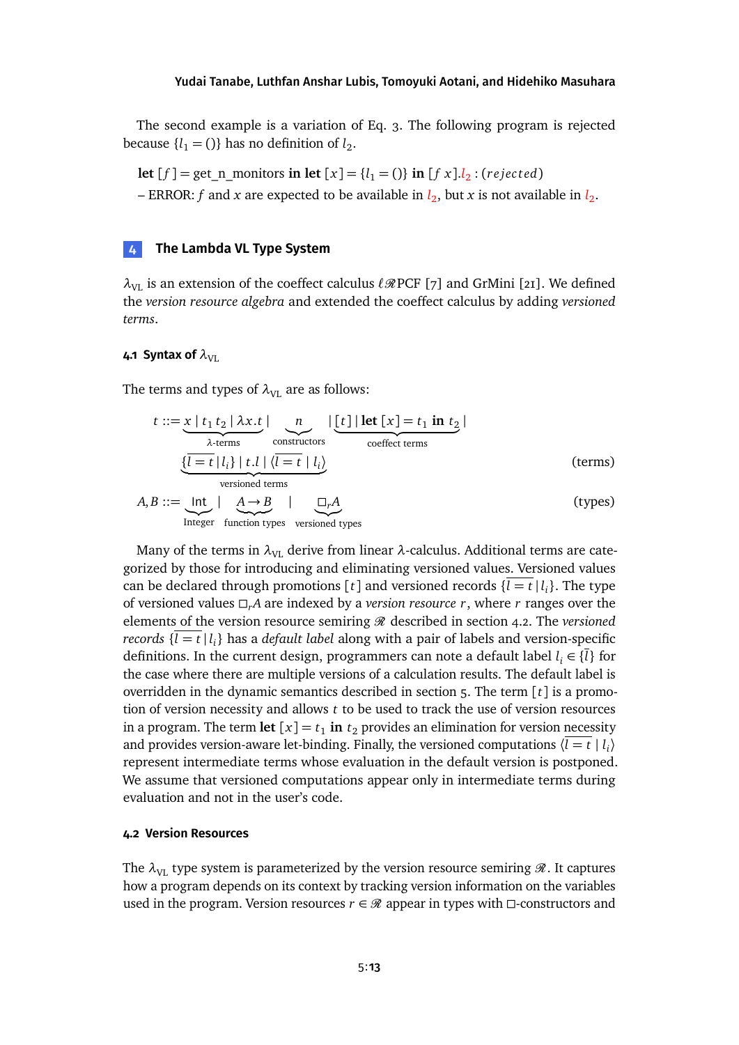The second example is a variation of Eq. 3. The following program is rejected because $\{l_1 = ()\}$ has no definition of $l_2$.

$\textbf{let}\ [f] = \text{get\_n\_monitors}\ \textbf{in}\ \textbf{let}\ [x] = \{l_1 = ()\}\ \textbf{in}\ [f\ x].l_2 : (\textit{rejected})$

– ERROR: $f$ and $x$ are expected to be available in $l_2$, but $x$ is not available in $l_2$.

## 4 The Lambda VL Type System

$\lambda_{\text{VL}}$ is an extension of the coeffect calculus $\ell\mathcal{R}$PCF [7] and GrMini [21]. We defined the *version resource algebra* and extended the coeffect calculus by adding *versioned terms*.

### 4.1 Syntax of $\lambda_{\text{VL}}$

The terms and types of $\lambda_{\text{VL}}$ are as follows:

$$t ::= \underbrace{x \mid t_1\, t_2 \mid \lambda x.t}_{\lambda\text{-terms}} \mid \underbrace{n}_{\text{constructors}} \mid \underbrace{[t] \mid \textbf{let}\ [x] = t_1\ \textbf{in}\ t_2}_{\text{coeffect terms}} \mid \underbrace{\{\overline{l = t} \mid l_i\} \mid t.l \mid \langle \overline{l = t} \mid l_i \rangle}_{\text{versioned terms}} \qquad \text{(terms)}$$

$$A, B ::= \underbrace{\mathsf{Int}}_{\text{Integer}} \mid \underbrace{A \to B}_{\text{function types}} \mid \underbrace{\Box_r A}_{\text{versioned types}} \qquad \text{(types)}$$

Many of the terms in $\lambda_{\text{VL}}$ derive from linear $\lambda$-calculus. Additional terms are categorized by those for introducing and eliminating versioned values. Versioned values can be declared through promotions $[t]$ and versioned records $\{\overline{l = t} \mid l_i\}$. The type of versioned values $\Box_r A$ are indexed by a *version resource* $r$, where $r$ ranges over the elements of the version resource semiring $\mathcal{R}$ described in section 4.2. The *versioned records* $\{\overline{l = t} \mid l_i\}$ has a *default label* along with a pair of labels and version-specific definitions. In the current design, programmers can note a default label $l_i \in \{\overline{l}\}$ for the case where there are multiple versions of a calculation results. The default label is overridden in the dynamic semantics described in section 5. The term $[t]$ is a promotion of version necessity and allows $t$ to be used to track the use of version resources in a program. The term $\textbf{let}\ [x] = t_1\ \textbf{in}\ t_2$ provides an elimination for version necessity and provides version-aware let-binding. Finally, the versioned computations $\langle \overline{l = t} \mid l_i \rangle$ represent intermediate terms whose evaluation in the default version is postponed. We assume that versioned computations appear only in intermediate terms during evaluation and not in the user's code.

### 4.2 Version Resources

The $\lambda_{\text{VL}}$ type system is parameterized by the version resource semiring $\mathcal{R}$. It captures how a program depends on its context by tracking version information on the variables used in the program. Version resources $r \in \mathcal{R}$ appear in types with $\Box$-constructors and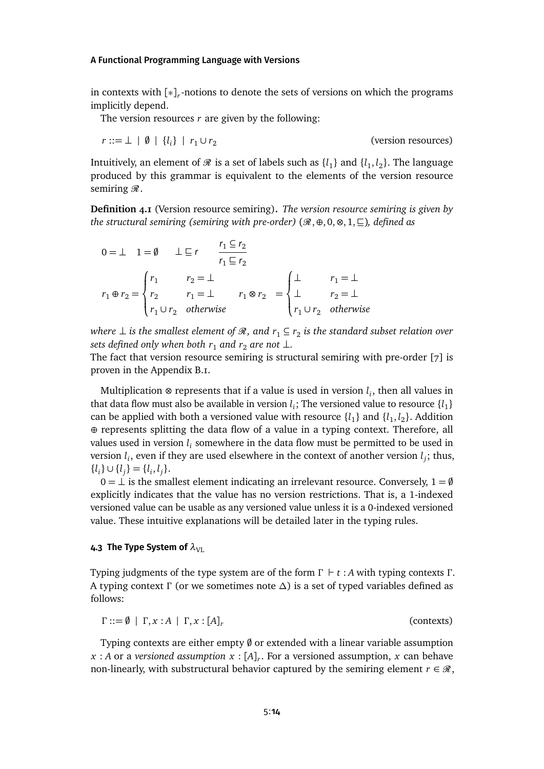in contexts with $[*]_r$-notions to denote the sets of versions on which the programs implicitly depend.

The version resources $r$ are given by the following:

$$r ::= \bot \mid \emptyset \mid \{l_i\} \mid r_1 \cup r_2 \qquad \text{(version resources)}$$

Intuitively, an element of $\mathscr{R}$ is a set of labels such as $\{l_1\}$ and $\{l_1, l_2\}$. The language produced by this grammar is equivalent to the elements of the version resource semiring $\mathscr{R}$.

**Definition 4.1** (Version resource semiring)**.** *The version resource semiring is given by the structural semiring (semiring with pre-order) $(\mathscr{R}, \oplus, 0, \otimes, 1, \sqsubseteq)$, defined as*

$$0 = \bot \quad 1 = \emptyset \quad \bot \sqsubseteq r \quad \frac{r_1 \subseteq r_2}{r_1 \sqsubseteq r_2}$$

$$r_1 \oplus r_2 = \begin{cases} r_1 & r_2 = \bot \\ r_2 & r_1 = \bot \\ r_1 \cup r_2 & \textit{otherwise} \end{cases} \qquad r_1 \otimes r_2 = \begin{cases} \bot & r_1 = \bot \\ \bot & r_2 = \bot \\ r_1 \cup r_2 & \textit{otherwise} \end{cases}$$

*where $\bot$ is the smallest element of $\mathscr{R}$, and $r_1 \subseteq r_2$ is the standard subset relation over sets defined only when both $r_1$ and $r_2$ are not $\bot$.*

The fact that version resource semiring is structural semiring with pre-order [7] is proven in the Appendix B.1.

Multiplication $\otimes$ represents that if a value is used in version $l_i$, then all values in that data flow must also be available in version $l_i$; The versioned value to resource $\{l_1\}$ can be applied with both a versioned value with resource $\{l_1\}$ and $\{l_1, l_2\}$. Addition $\oplus$ represents splitting the data flow of a value in a typing context. Therefore, all values used in version $l_i$ somewhere in the data flow must be permitted to be used in version $l_i$, even if they are used elsewhere in the context of another version $l_j$; thus, $\{l_i\} \cup \{l_j\} = \{l_i, l_j\}$.

$0 = \bot$ is the smallest element indicating an irrelevant resource. Conversely, $1 = \emptyset$ explicitly indicates that the value has no version restrictions. That is, a 1-indexed versioned value can be usable as any versioned value unless it is a 0-indexed versioned value. These intuitive explanations will be detailed later in the typing rules.

### 4.3 The Type System of $\lambda_{\text{VL}}$

Typing judgments of the type system are of the form $\Gamma \vdash t : A$ with typing contexts $\Gamma$. A typing context $\Gamma$ (or we sometimes note $\Delta$) is a set of typed variables defined as follows:

$$\Gamma ::= \emptyset \mid \Gamma, x : A \mid \Gamma, x : [A]_r \qquad \text{(contexts)}$$

Typing contexts are either empty $\emptyset$ or extended with a linear variable assumption $x : A$ or a *versioned assumption* $x : [A]_r$. For a versioned assumption, $x$ can behave non-linearly, with substructural behavior captured by the semiring element $r \in \mathscr{R}$,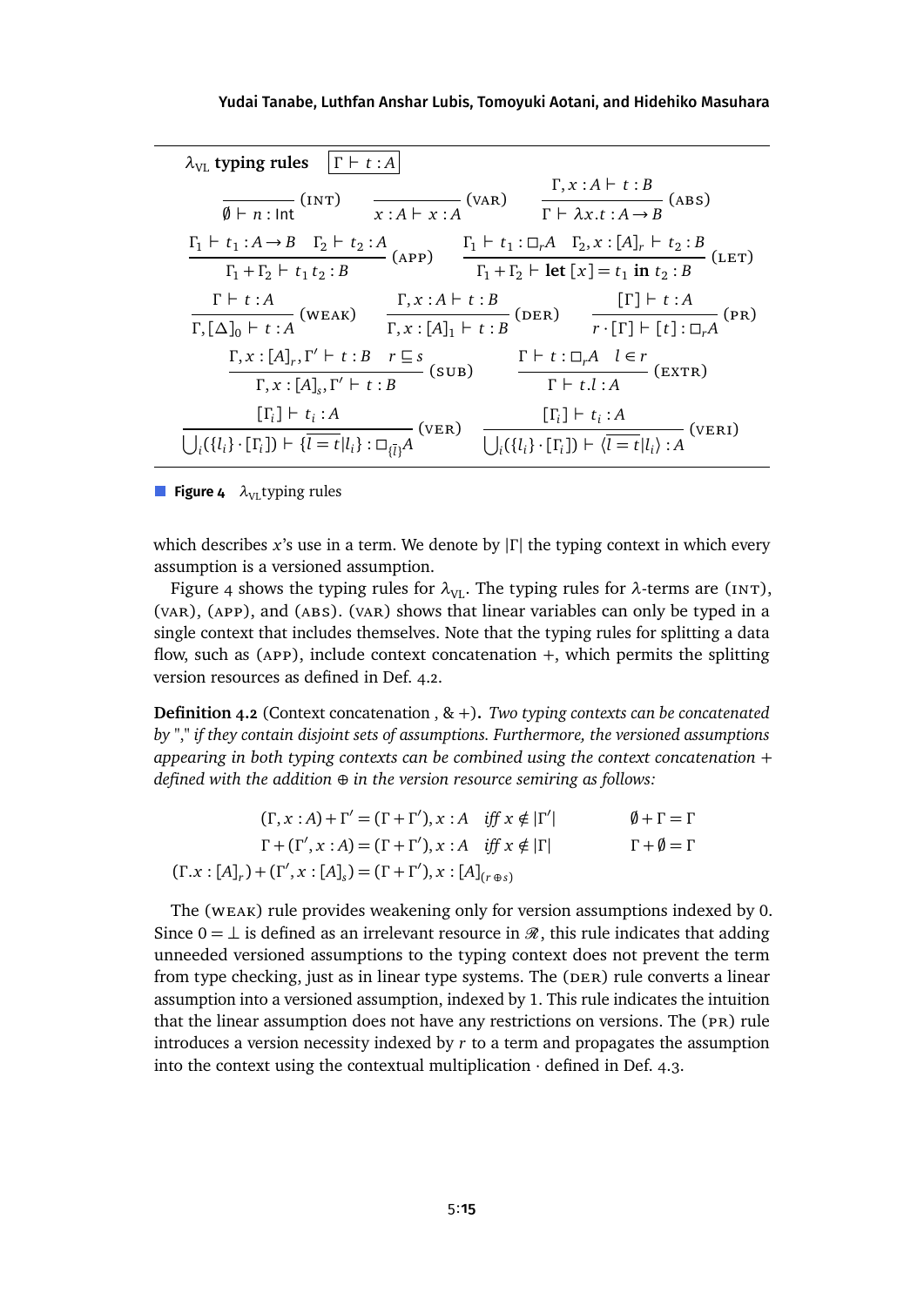$\lambda_{\text{VL}}$ **typing rules** $\boxed{\Gamma \vdash t : A}$

$$\frac{}{\emptyset \vdash n : \mathsf{Int}}\ (\textsc{int}) \qquad \frac{}{x : A \vdash x : A}\ (\textsc{var}) \qquad \frac{\Gamma, x : A \vdash t : B}{\Gamma \vdash \lambda x.t : A \to B}\ (\textsc{abs})$$

$$\frac{\Gamma_1 \vdash t_1 : A \to B \quad \Gamma_2 \vdash t_2 : A}{\Gamma_1 + \Gamma_2 \vdash t_1\, t_2 : B}\ (\textsc{app}) \qquad \frac{\Gamma_1 \vdash t_1 : \Box_r A \quad \Gamma_2, x : [A]_r \vdash t_2 : B}{\Gamma_1 + \Gamma_2 \vdash \mathbf{let}\ [x] = t_1\ \mathbf{in}\ t_2 : B}\ (\textsc{let})$$

$$\frac{\Gamma \vdash t : A}{\Gamma, [\Delta]_0 \vdash t : A}\ (\textsc{weak}) \qquad \frac{\Gamma, x : A \vdash t : B}{\Gamma, x : [A]_1 \vdash t : B}\ (\textsc{der}) \qquad \frac{[\Gamma] \vdash t : A}{r \cdot [\Gamma] \vdash [t] : \Box_r A}\ (\textsc{pr})$$

$$\frac{\Gamma, x : [A]_r, \Gamma' \vdash t : B \quad r \sqsubseteq s}{\Gamma, x : [A]_s, \Gamma' \vdash t : B}\ (\textsc{sub}) \qquad \frac{\Gamma \vdash t : \Box_r A \quad l \in r}{\Gamma \vdash t.l : A}\ (\textsc{extr})$$

$$\frac{[\Gamma_i] \vdash t_i : A}{\bigcup_i(\{l_i\} \cdot [\Gamma_i]) \vdash \{\overline{l = t}|l_i\} : \Box_{\{\bar{l}\}} A}\ (\textsc{ver}) \qquad \frac{[\Gamma_i] \vdash t_i : A}{\bigcup_i(\{l_i\} \cdot [\Gamma_i]) \vdash \langle \overline{l = t}|l_i\rangle : A}\ (\textsc{veri})$$

**Figure 4** $\lambda_{\text{VL}}$typing rules

which describes $x$'s use in a term. We denote by $|\Gamma|$ the typing context in which every assumption is a versioned assumption.

Figure 4 shows the typing rules for $\lambda_{\text{VL}}$. The typing rules for $\lambda$-terms are (INT), (VAR), (APP), and (ABS). (VAR) shows that linear variables can only be typed in a single context that includes themselves. Note that the typing rules for splitting a data flow, such as (APP), include context concatenation $+$, which permits the splitting version resources as defined in Def. 4.2.

**Definition 4.2** (Context concatenation , & +)**.** *Two typing contexts can be concatenated by "," if they contain disjoint sets of assumptions. Furthermore, the versioned assumptions appearing in both typing contexts can be combined using the context concatenation $+$ defined with the addition $\oplus$ in the version resource semiring as follows:*

$$(\Gamma, x : A) + \Gamma' = (\Gamma + \Gamma'), x : A \quad \textit{iff } x \notin |\Gamma'| \qquad\qquad \emptyset + \Gamma = \Gamma$$

$$\Gamma + (\Gamma', x : A) = (\Gamma + \Gamma'), x : A \quad \textit{iff } x \notin |\Gamma| \qquad\qquad \Gamma + \emptyset = \Gamma$$

$$(\Gamma.x : [A]_r) + (\Gamma', x : [A]_s) = (\Gamma + \Gamma'), x : [A]_{(r \oplus s)}$$

The (WEAK) rule provides weakening only for version assumptions indexed by 0. Since $0 = \bot$ is defined as an irrelevant resource in $\mathscr{R}$, this rule indicates that adding unneeded versioned assumptions to the typing context does not prevent the term from type checking, just as in linear type systems. The (DER) rule converts a linear assumption into a versioned assumption, indexed by 1. This rule indicates the intuition that the linear assumption does not have any restrictions on versions. The (PR) rule introduces a version necessity indexed by $r$ to a term and propagates the assumption into the context using the contextual multiplication $\cdot$ defined in Def. 4.3.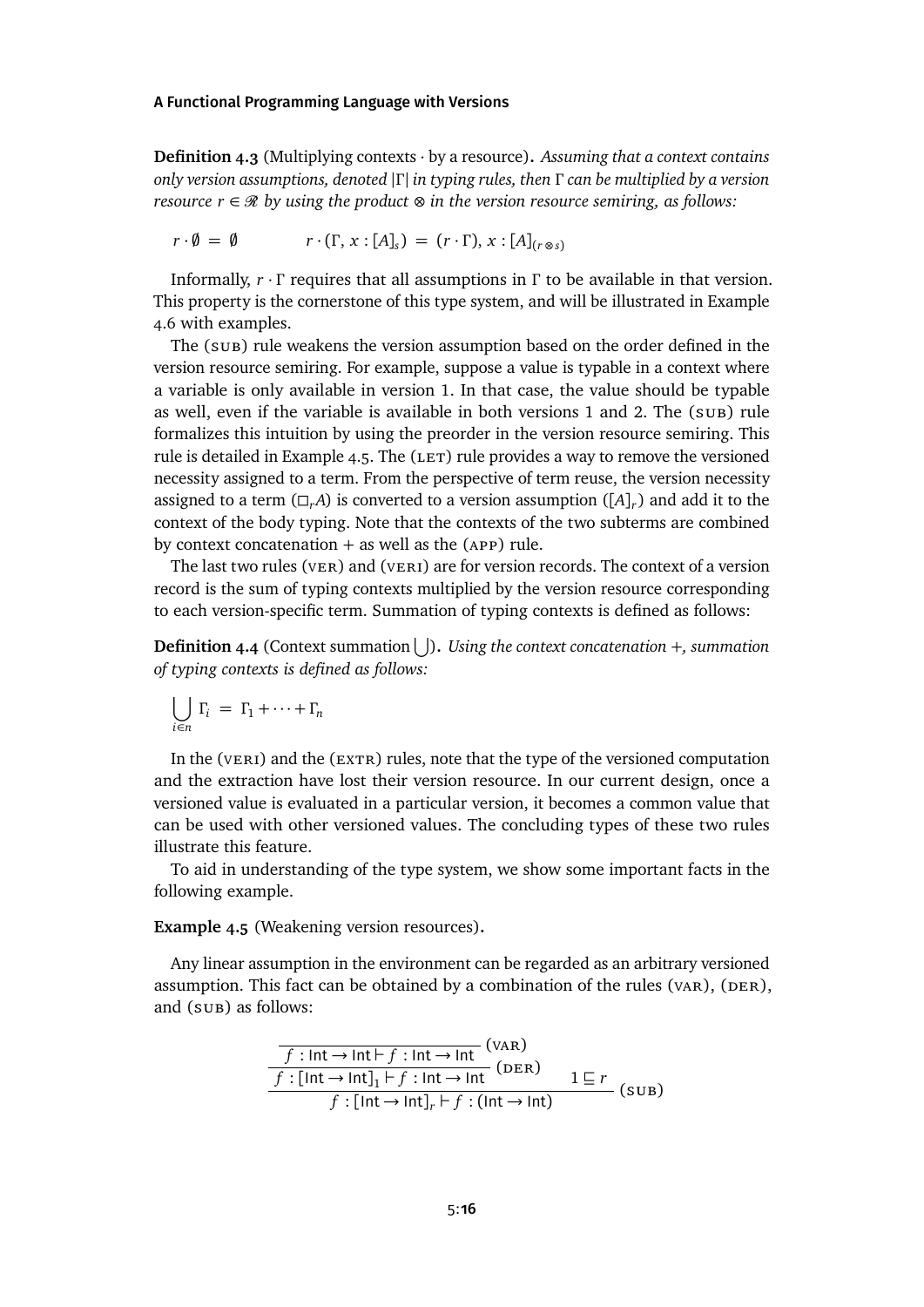**Definition 4.3** (Multiplying contexts $\cdot$ by a resource)**.** *Assuming that a context contains only version assumptions, denoted $|\Gamma|$ in typing rules, then $\Gamma$ can be multiplied by a version resource $r \in \mathcal{R}$ by using the product $\otimes$ in the version resource semiring, as follows:*

$$r \cdot \emptyset \;=\; \emptyset \qquad\qquad r \cdot (\Gamma,\, x : [A]_s) \;=\; (r \cdot \Gamma),\, x : [A]_{(r \otimes s)}$$

Informally, $r \cdot \Gamma$ requires that all assumptions in $\Gamma$ to be available in that version. This property is the cornerstone of this type system, and will be illustrated in Example 4.6 with examples.

The (SUB) rule weakens the version assumption based on the order defined in the version resource semiring. For example, suppose a value is typable in a context where a variable is only available in version 1. In that case, the value should be typable as well, even if the variable is available in both versions 1 and 2. The (SUB) rule formalizes this intuition by using the preorder in the version resource semiring. This rule is detailed in Example 4.5. The (LET) rule provides a way to remove the versioned necessity assigned to a term. From the perspective of term reuse, the version necessity assigned to a term ($\Box_r A$) is converted to a version assumption ($[A]_r$) and add it to the context of the body typing. Note that the contexts of the two subterms are combined by context concatenation $+$ as well as the (APP) rule.

The last two rules (VER) and (VERI) are for version records. The context of a version record is the sum of typing contexts multiplied by the version resource corresponding to each version-specific term. Summation of typing contexts is defined as follows:

**Definition 4.4** (Context summation $\bigcup$)**.** *Using the context concatenation $+$, summation of typing contexts is defined as follows:*

$$\bigcup_{i \in n} \Gamma_i \;=\; \Gamma_1 + \cdots + \Gamma_n$$

In the (VERI) and the (EXTR) rules, note that the type of the versioned computation and the extraction have lost their version resource. In our current design, once a versioned value is evaluated in a particular version, it becomes a common value that can be used with other versioned values. The concluding types of these two rules illustrate this feature.

To aid in understanding of the type system, we show some important facts in the following example.

**Example 4.5** (Weakening version resources)**.**

Any linear assumption in the environment can be regarded as an arbitrary versioned assumption. This fact can be obtained by a combination of the rules (VAR), (DER), and (SUB) as follows:

$$\dfrac{\dfrac{\dfrac{}{f : \mathsf{Int} \to \mathsf{Int} \vdash f : \mathsf{Int} \to \mathsf{Int}}\;(\text{VAR})}{f : [\mathsf{Int} \to \mathsf{Int}]_1 \vdash f : \mathsf{Int} \to \mathsf{Int}}\;(\text{DER}) \qquad 1 \sqsubseteq r}{f : [\mathsf{Int} \to \mathsf{Int}]_r \vdash f : (\mathsf{Int} \to \mathsf{Int})}\;(\text{SUB})$$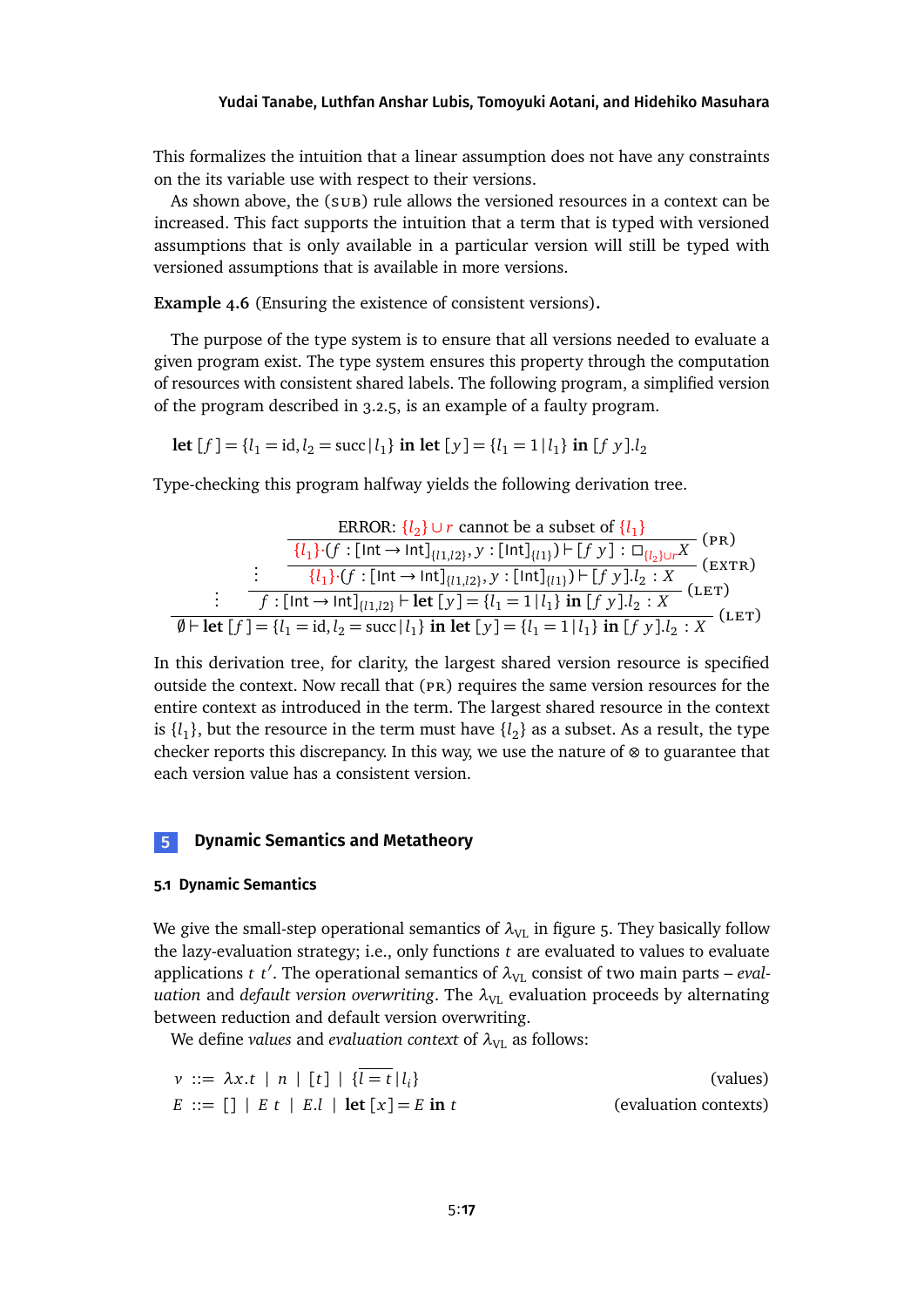This formalizes the intuition that a linear assumption does not have any constraints on the its variable use with respect to their versions.

As shown above, the (SUB) rule allows the versioned resources in a context can be increased. This fact supports the intuition that a term that is typed with versioned assumptions that is only available in a particular version will still be typed with versioned assumptions that is available in more versions.

**Example 4.6** (Ensuring the existence of consistent versions)**.**

The purpose of the type system is to ensure that all versions needed to evaluate a given program exist. The type system ensures this property through the computation of resources with consistent shared labels. The following program, a simplified version of the program described in 3.2.5, is an example of a faulty program.

$$\textbf{let}\ [f] = \{l_1 = \mathrm{id}, l_2 = \mathrm{succ} \,|\, l_1\}\ \textbf{in}\ \textbf{let}\ [y] = \{l_1 = 1 \,|\, l_1\}\ \textbf{in}\ [f\ y].l_2$$

Type-checking this program halfway yields the following derivation tree.

$$\cfrac{\vdots \qquad \cfrac{\vdots \qquad \cfrac{\cfrac{\text{ERROR: } {\color{red}\{l_2\} \cup r} \text{ cannot be a subset of } {\color{red}\{l_1\}}}{{\color{red}\{l_1\}}\cdot(f : [\mathsf{Int} \to \mathsf{Int}]_{\{l1,l2\}}, y : [\mathsf{Int}]_{\{l1\}}) \vdash [f\ y] : \square_{{\color{red}\{l_2\}\cup r}} X}\ (\text{PR})}{{\color{red}\{l_1\}}\cdot(f : [\mathsf{Int} \to \mathsf{Int}]_{\{l1,l2\}}, y : [\mathsf{Int}]_{\{l1\}}) \vdash [f\ y].l_2 : X}\ (\text{EXTR})}{f : [\mathsf{Int} \to \mathsf{Int}]_{\{l1,l2\}} \vdash \textbf{let}\ [y] = \{l_1 = 1 \,|\, l_1\}\ \textbf{in}\ [f\ y].l_2 : X}\ (\text{LET})}{\emptyset \vdash \textbf{let}\ [f] = \{l_1 = \mathrm{id}, l_2 = \mathrm{succ} \,|\, l_1\}\ \textbf{in}\ \textbf{let}\ [y] = \{l_1 = 1 \,|\, l_1\}\ \textbf{in}\ [f\ y].l_2 : X}\ (\text{LET})$$

In this derivation tree, for clarity, the largest shared version resource is specified outside the context. Now recall that (PR) requires the same version resources for the entire context as introduced in the term. The largest shared resource in the context is $\{l_1\}$, but the resource in the term must have $\{l_2\}$ as a subset. As a result, the type checker reports this discrepancy. In this way, we use the nature of $\otimes$ to guarantee that each version value has a consistent version.

# 5 Dynamic Semantics and Metatheory

## 5.1 Dynamic Semantics

We give the small-step operational semantics of $\lambda_{\mathrm{VL}}$ in figure 5. They basically follow the lazy-evaluation strategy; i.e., only functions $t$ are evaluated to values to evaluate applications $t\ t'$. The operational semantics of $\lambda_{\mathrm{VL}}$ consist of two main parts – *evaluation* and *default version overwriting*. The $\lambda_{\mathrm{VL}}$ evaluation proceeds by alternating between reduction and default version overwriting.

We define *values* and *evaluation context* of $\lambda_{\mathrm{VL}}$ as follows:

$$v ::= \lambda x.t \mid n \mid [t] \mid \{\overline{l = t} \,|\, l_i\} \qquad \text{(values)}$$

$$E ::= [\,] \mid E\ t \mid E.l \mid \textbf{let}\ [x] = E\ \textbf{in}\ t \qquad \text{(evaluation contexts)}$$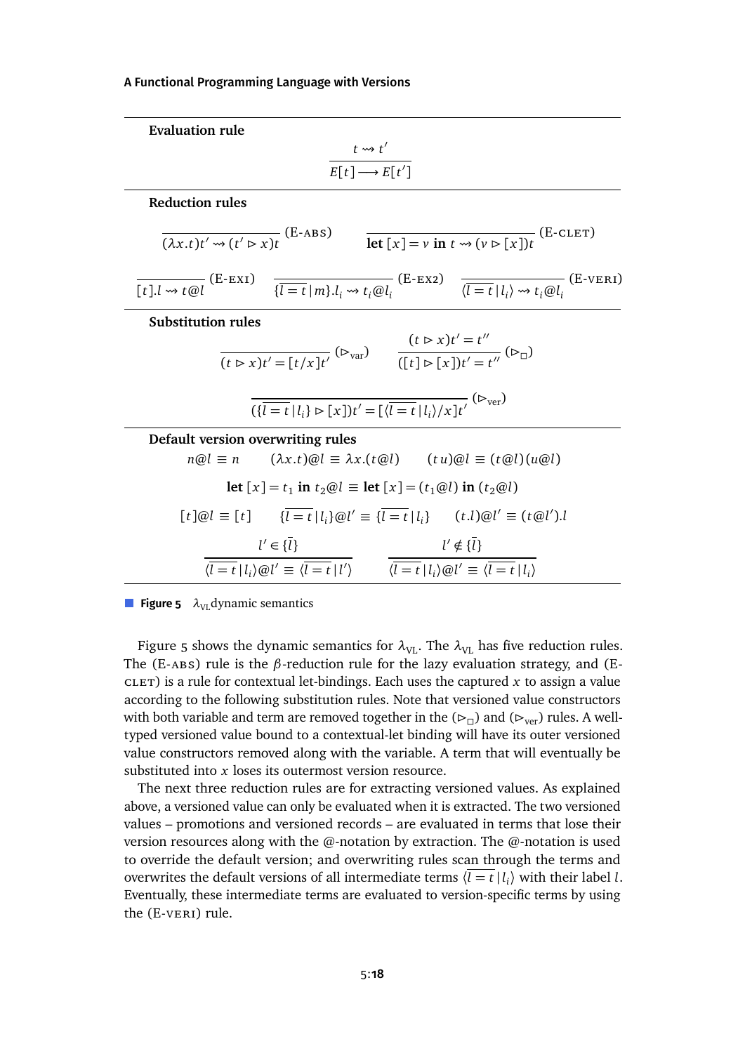**Evaluation rule**

$$\frac{t \rightsquigarrow t'}{E[t] \longrightarrow E[t']}$$

**Reduction rules**

$$\frac{}{(\lambda x.t)t' \rightsquigarrow (t' \rhd x)t} \text{(E-ABS)} \qquad \frac{}{\textbf{let } [x] = v \textbf{ in } t \rightsquigarrow (v \rhd [x])t} \text{(E-CLET)}$$

$$\frac{}{[t].l \rightsquigarrow t@l} \text{(E-EX1)} \qquad \frac{}{\{\overline{l = t} \,|\, m\}.l_i \rightsquigarrow t_i@l_i} \text{(E-EX2)} \qquad \frac{}{\langle \overline{l = t} \,|\, l_i \rangle \rightsquigarrow t_i@l_i} \text{(E-VERI)}$$

**Substitution rules**

$$\frac{}{(t \rhd x)t' = [t/x]t'} (\rhd_{\text{var}}) \qquad \frac{(t \rhd x)t' = t''}{([t] \rhd [x])t' = t''} (\rhd_{\Box})$$

$$\frac{}{(\{\overline{l = t} \,|\, l_i\} \rhd [x])t' = [\langle \overline{l = t} \,|\, l_i \rangle / x]t'} (\rhd_{\text{ver}})$$

**Default version overwriting rules**

$$n@l \equiv n \qquad (\lambda x.t)@l \equiv \lambda x.(t@l) \qquad (t\,u)@l \equiv (t@l)(u@l)$$

$$\textbf{let } [x] = t_1 \textbf{ in } t_2@l \equiv \textbf{let } [x] = (t_1@l) \textbf{ in } (t_2@l)$$

$$[t]@l \equiv [t] \qquad \{\overline{l = t} \,|\, l_i\}@l' \equiv \{\overline{l = t} \,|\, l_i\} \qquad (t.l)@l' \equiv (t@l').l$$

$$\frac{l' \in \{\bar{l}\}}{\langle \overline{l = t} \,|\, l_i \rangle @l' \equiv \langle \overline{l = t} \,|\, l' \rangle} \qquad \frac{l' \notin \{\bar{l}\}}{\langle \overline{l = t} \,|\, l_i \rangle @l' \equiv \langle \overline{l = t} \,|\, l_i \rangle}$$

**Figure 5** $\lambda_{\text{VL}}$ dynamic semantics

Figure 5 shows the dynamic semantics for $\lambda_{\text{VL}}$. The $\lambda_{\text{VL}}$ has five reduction rules. The (E-ABS) rule is the $\beta$-reduction rule for the lazy evaluation strategy, and (E-CLET) is a rule for contextual let-bindings. Each uses the captured $x$ to assign a value according to the following substitution rules. Note that versioned value constructors with both variable and term are removed together in the ($\rhd_{\Box}$) and ($\rhd_{\text{ver}}$) rules. A well-typed versioned value bound to a contextual-let binding will have its outer versioned value constructors removed along with the variable. A term that will eventually be substituted into $x$ loses its outermost version resource.

The next three reduction rules are for extracting versioned values. As explained above, a versioned value can only be evaluated when it is extracted. The two versioned values – promotions and versioned records – are evaluated in terms that lose their version resources along with the @-notation by extraction. The @-notation is used to override the default version; and overwriting rules scan through the terms and overwrites the default versions of all intermediate terms $\langle \overline{l = t} \,|\, l_i \rangle$ with their label $l$. Eventually, these intermediate terms are evaluated to version-specific terms by using the (E-VERI) rule.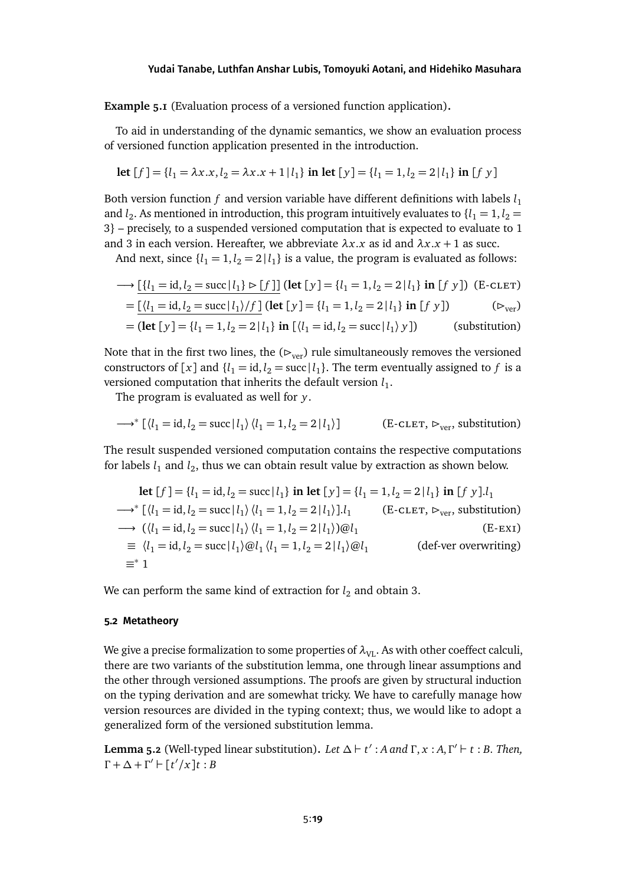**Example 5.1** (Evaluation process of a versioned function application)**.**

To aid in understanding of the dynamic semantics, we show an evaluation process of versioned function application presented in the introduction.

$$\textbf{let } [f] = \{l_1 = \lambda x.x, l_2 = \lambda x.x+1 \,|\, l_1\} \textbf{ in let } [y] = \{l_1 = 1, l_2 = 2 \,|\, l_1\} \textbf{ in } [f\ y]$$

Both version function $f$ and version variable have different definitions with labels $l_1$ and $l_2$. As mentioned in introduction, this program intuitively evaluates to $\{l_1 = 1, l_2 = 3\}$ – precisely, to a suspended versioned computation that is expected to evaluate to 1 and 3 in each version. Hereafter, we abbreviate $\lambda x.x$ as id and $\lambda x.x+1$ as succ.

And next, since $\{l_1 = 1, l_2 = 2 \,|\, l_1\}$ is a value, the program is evaluated as follows:

$$\begin{aligned}
&\longrightarrow \underline{[\{l_1 = \mathrm{id}, l_2 = \mathrm{succ} \,|\, l_1\} \rhd [f]]}\ (\textbf{let } [y] = \{l_1 = 1, l_2 = 2 \,|\, l_1\} \textbf{ in } [f\ y]) && (\text{E-CLET}) \\
&= \underline{[\langle l_1 = \mathrm{id}, l_2 = \mathrm{succ} \,|\, l_1\rangle / f]}\ (\textbf{let } [y] = \{l_1 = 1, l_2 = 2 \,|\, l_1\} \textbf{ in } [f\ y]) && (\rhd_{\mathrm{ver}}) \\
&= (\textbf{let } [y] = \{l_1 = 1, l_2 = 2 \,|\, l_1\} \textbf{ in } [\langle l_1 = \mathrm{id}, l_2 = \mathrm{succ} \,|\, l_1\rangle\ y]) && (\text{substitution})
\end{aligned}$$

Note that in the first two lines, the ($\rhd_{\mathrm{ver}}$) rule simultaneously removes the versioned constructors of $[x]$ and $\{l_1 = \mathrm{id}, l_2 = \mathrm{succ} \,|\, l_1\}$. The term eventually assigned to $f$ is a versioned computation that inherits the default version $l_1$.

The program is evaluated as well for $y$.

$$\longrightarrow^* [\langle l_1 = \mathrm{id}, l_2 = \mathrm{succ} \,|\, l_1\rangle\ \langle l_1 = 1, l_2 = 2 \,|\, l_1\rangle] \qquad (\text{E-CLET}, \rhd_{\mathrm{ver}}, \text{substitution})$$

The result suspended versioned computation contains the respective computations for labels $l_1$ and $l_2$, thus we can obtain result value by extraction as shown below.

$$\begin{aligned}
&\textbf{let } [f] = \{l_1 = \mathrm{id}, l_2 = \mathrm{succ} \,|\, l_1\} \textbf{ in let } [y] = \{l_1 = 1, l_2 = 2 \,|\, l_1\} \textbf{ in } [f\ y].l_1 \\
\longrightarrow^*\ & [\langle l_1 = \mathrm{id}, l_2 = \mathrm{succ} \,|\, l_1\rangle\ \langle l_1 = 1, l_2 = 2 \,|\, l_1\rangle].l_1 && (\text{E-CLET}, \rhd_{\mathrm{ver}}, \text{substitution}) \\
\longrightarrow\ & (\langle l_1 = \mathrm{id}, l_2 = \mathrm{succ} \,|\, l_1\rangle\ \langle l_1 = 1, l_2 = 2 \,|\, l_1\rangle)@l_1 && (\text{E-EXI}) \\
\equiv\ & \langle l_1 = \mathrm{id}, l_2 = \mathrm{succ} \,|\, l_1\rangle@l_1\ \langle l_1 = 1, l_2 = 2 \,|\, l_1\rangle@l_1 && (\text{def-ver overwriting}) \\
\equiv^*\ & 1
\end{aligned}$$

We can perform the same kind of extraction for $l_2$ and obtain 3.

### 5.2 Metatheory

We give a precise formalization to some properties of $\lambda_{\mathrm{VL}}$. As with other coeffect calculi, there are two variants of the substitution lemma, one through linear assumptions and the other through versioned assumptions. The proofs are given by structural induction on the typing derivation and are somewhat tricky. We have to carefully manage how version resources are divided in the typing context; thus, we would like to adopt a generalized form of the versioned substitution lemma.

**Lemma 5.2** (Well-typed linear substitution)**.** *Let $\Delta \vdash t' : A$ and $\Gamma, x : A, \Gamma' \vdash t : B$. Then, $\Gamma + \Delta + \Gamma' \vdash [t'/x]t : B$*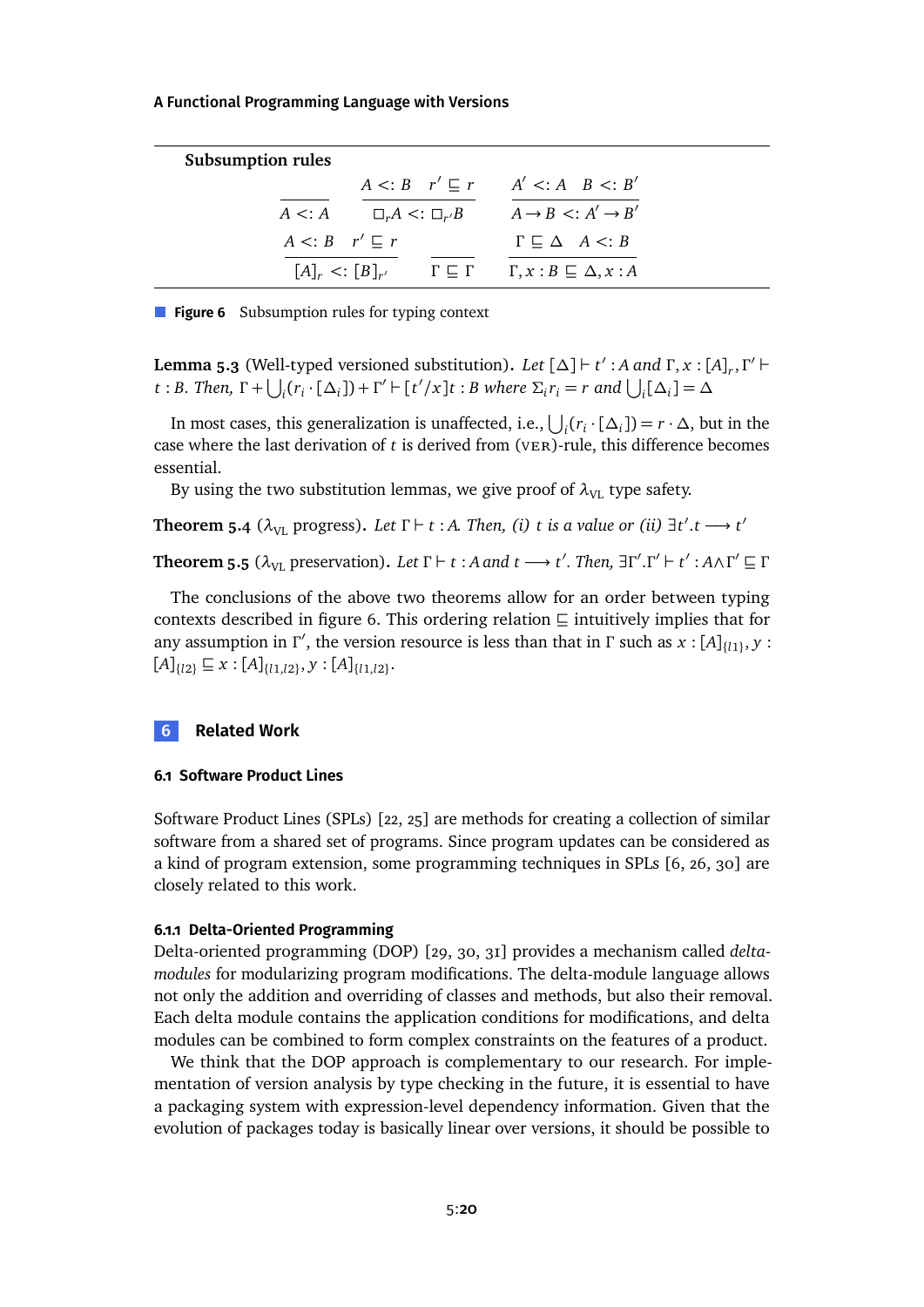**Subsumption rules**

$$\frac{}{A <: A} \qquad \frac{A <: B \quad r' \sqsubseteq r}{\Box_r A <: \Box_{r'} B} \qquad \frac{A' <: A \quad B <: B'}{A \rightarrow B <: A' \rightarrow B'}$$

$$\frac{A <: B \quad r' \sqsubseteq r}{[A]_r <: [B]_{r'}} \qquad \frac{}{\Gamma \sqsubseteq \Gamma} \qquad \frac{\Gamma \sqsubseteq \Delta \quad A <: B}{\Gamma, x : B \sqsubseteq \Delta, x : A}$$

**Figure 6** Subsumption rules for typing context

**Lemma 5.3** (Well-typed versioned substitution). *Let* $[\Delta] \vdash t' : A$ *and* $\Gamma, x : [A]_r, \Gamma' \vdash t : B$. *Then,* $\Gamma + \bigcup_i (r_i \cdot [\Delta_i]) + \Gamma' \vdash [t'/x]t : B$ *where* $\Sigma_i r_i = r$ *and* $\bigcup_i [\Delta_i] = \Delta$

In most cases, this generalization is unaffected, i.e., $\bigcup_i (r_i \cdot [\Delta_i]) = r \cdot \Delta$, but in the case where the last derivation of $t$ is derived from (VER)-rule, this difference becomes essential.

By using the two substitution lemmas, we give proof of $\lambda_{\text{VL}}$ type safety.

**Theorem 5.4** ($\lambda_{\text{VL}}$ progress). *Let* $\Gamma \vdash t : A$. *Then, (i)* $t$ *is a value or (ii)* $\exists t'. t \longrightarrow t'$

**Theorem 5.5** ($\lambda_{\text{VL}}$ preservation). *Let* $\Gamma \vdash t : A$ *and* $t \longrightarrow t'$. *Then,* $\exists \Gamma'. \Gamma' \vdash t' : A \wedge \Gamma' \sqsubseteq \Gamma$

The conclusions of the above two theorems allow for an order between typing contexts described in figure 6. This ordering relation $\sqsubseteq$ intuitively implies that for any assumption in $\Gamma'$, the version resource is less than that in $\Gamma$ such as $x : [A]_{\{l1\}}, y : [A]_{\{l2\}} \sqsubseteq x : [A]_{\{l1,l2\}}, y : [A]_{\{l1,l2\}}$.

## 6 Related Work

### 6.1 Software Product Lines

Software Product Lines (SPLs) [22, 25] are methods for creating a collection of similar software from a shared set of programs. Since program updates can be considered as a kind of program extension, some programming techniques in SPLs [6, 26, 30] are closely related to this work.

#### 6.1.1 Delta-Oriented Programming

Delta-oriented programming (DOP) [29, 30, 31] provides a mechanism called *delta-modules* for modularizing program modifications. The delta-module language allows not only the addition and overriding of classes and methods, but also their removal. Each delta module contains the application conditions for modifications, and delta modules can be combined to form complex constraints on the features of a product.

We think that the DOP approach is complementary to our research. For implementation of version analysis by type checking in the future, it is essential to have a packaging system with expression-level dependency information. Given that the evolution of packages today is basically linear over versions, it should be possible to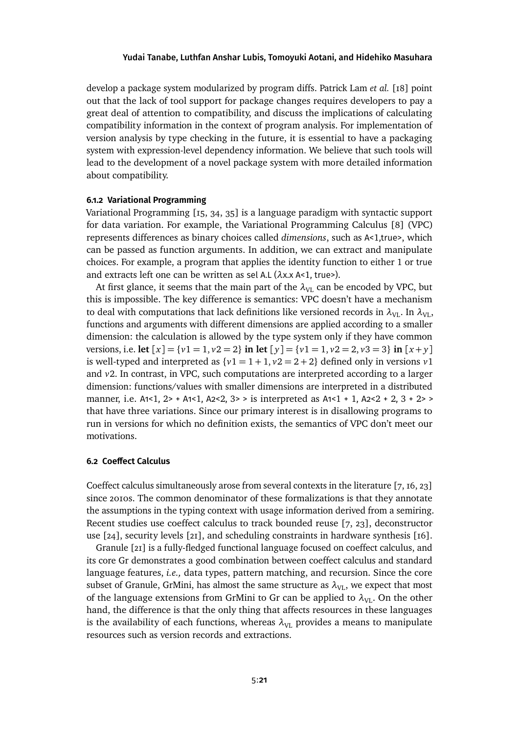develop a package system modularized by program diffs. Patrick Lam *et al.* [18] point out that the lack of tool support for package changes requires developers to pay a great deal of attention to compatibility, and discuss the implications of calculating compatibility information in the context of program analysis. For implementation of version analysis by type checking in the future, it is essential to have a packaging system with expression-level dependency information. We believe that such tools will lead to the development of a novel package system with more detailed information about compatibility.

#### 6.1.2 Variational Programming

Variational Programming [15, 34, 35] is a language paradigm with syntactic support for data variation. For example, the Variational Programming Calculus [8] (VPC) represents differences as binary choices called *dimensions*, such as `A<1,true>`, which can be passed as function arguments. In addition, we can extract and manipulate choices. For example, a program that applies the identity function to either 1 or true and extracts left one can be written as `sel A.L (λx.x A<1, true>)`.

At first glance, it seems that the main part of the $\lambda_{\text{VL}}$ can be encoded by VPC, but this is impossible. The key difference is semantics: VPC doesn't have a mechanism to deal with computations that lack definitions like versioned records in $\lambda_{\text{VL}}$. In $\lambda_{\text{VL}}$, functions and arguments with different dimensions are applied according to a smaller dimension: the calculation is allowed by the type system only if they have common versions, i.e. $\textbf{let}\ [x] = \{v1 = 1, v2 = 2\}\ \textbf{in}\ \textbf{let}\ [y] = \{v1 = 1, v2 = 2, v3 = 3\}\ \textbf{in}\ [x + y]$ is well-typed and interpreted as $\{v1 = 1 + 1, v2 = 2 + 2\}$ defined only in versions $v1$ and $v2$. In contrast, in VPC, such computations are interpreted according to a larger dimension: functions/values with smaller dimensions are interpreted in a distributed manner, i.e. `A1<1, 2> + A1<1, A2<2, 3> >` is interpreted as `A1<1 + 1, A2<2 + 2, 3 + 2> >` that have three variations. Since our primary interest is in disallowing programs to run in versions for which no definition exists, the semantics of VPC don't meet our motivations.

### 6.2 Coeffect Calculus

Coeffect calculus simultaneously arose from several contexts in the literature [7, 16, 23] since 2010s. The common denominator of these formalizations is that they annotate the assumptions in the typing context with usage information derived from a semiring. Recent studies use coeffect calculus to track bounded reuse [7, 23], deconstructor use [24], security levels [21], and scheduling constraints in hardware synthesis [16].

Granule [21] is a fully-fledged functional language focused on coeffect calculus, and its core Gr demonstrates a good combination between coeffect calculus and standard language features, *i.e.,* data types, pattern matching, and recursion. Since the core subset of Granule, GrMini, has almost the same structure as $\lambda_{\text{VL}}$, we expect that most of the language extensions from GrMini to Gr can be applied to $\lambda_{\text{VL}}$. On the other hand, the difference is that the only thing that affects resources in these languages is the availability of each functions, whereas $\lambda_{\text{VL}}$ provides a means to manipulate resources such as version records and extractions.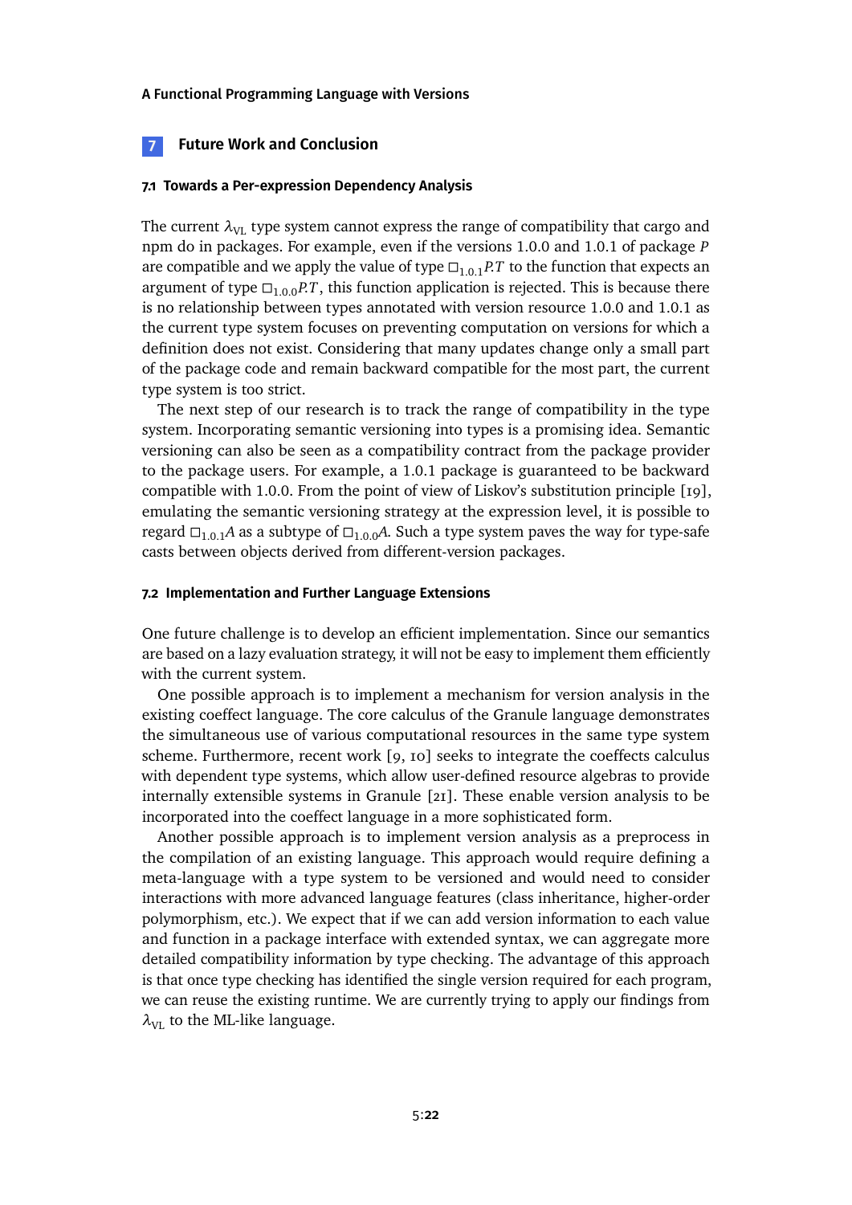## 7 Future Work and Conclusion

### 7.1 Towards a Per-expression Dependency Analysis

The current $\lambda_{\mathrm{VL}}$ type system cannot express the range of compatibility that cargo and npm do in packages. For example, even if the versions 1.0.0 and 1.0.1 of package $P$ are compatible and we apply the value of type $\square_{1.0.1}P.T$ to the function that expects an argument of type $\square_{1.0.0}P.T$, this function application is rejected. This is because there is no relationship between types annotated with version resource 1.0.0 and 1.0.1 as the current type system focuses on preventing computation on versions for which a definition does not exist. Considering that many updates change only a small part of the package code and remain backward compatible for the most part, the current type system is too strict.

The next step of our research is to track the range of compatibility in the type system. Incorporating semantic versioning into types is a promising idea. Semantic versioning can also be seen as a compatibility contract from the package provider to the package users. For example, a 1.0.1 package is guaranteed to be backward compatible with 1.0.0. From the point of view of Liskov's substitution principle [19], emulating the semantic versioning strategy at the expression level, it is possible to regard $\square_{1.0.1}A$ as a subtype of $\square_{1.0.0}A$. Such a type system paves the way for type-safe casts between objects derived from different-version packages.

### 7.2 Implementation and Further Language Extensions

One future challenge is to develop an efficient implementation. Since our semantics are based on a lazy evaluation strategy, it will not be easy to implement them efficiently with the current system.

One possible approach is to implement a mechanism for version analysis in the existing coeffect language. The core calculus of the Granule language demonstrates the simultaneous use of various computational resources in the same type system scheme. Furthermore, recent work [9, 10] seeks to integrate the coeffects calculus with dependent type systems, which allow user-defined resource algebras to provide internally extensible systems in Granule [21]. These enable version analysis to be incorporated into the coeffect language in a more sophisticated form.

Another possible approach is to implement version analysis as a preprocess in the compilation of an existing language. This approach would require defining a meta-language with a type system to be versioned and would need to consider interactions with more advanced language features (class inheritance, higher-order polymorphism, etc.). We expect that if we can add version information to each value and function in a package interface with extended syntax, we can aggregate more detailed compatibility information by type checking. The advantage of this approach is that once type checking has identified the single version required for each program, we can reuse the existing runtime. We are currently trying to apply our findings from $\lambda_{\mathrm{VL}}$ to the ML-like language.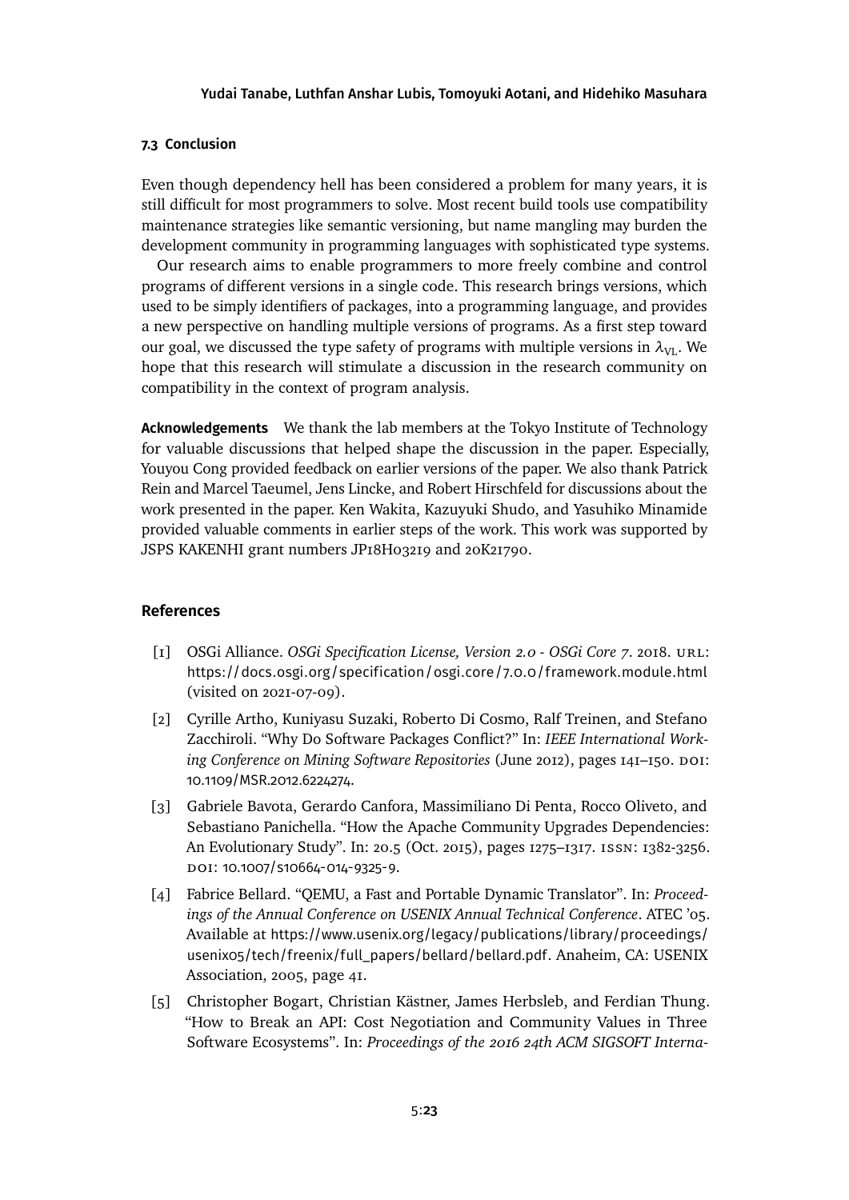### 7.3 Conclusion

Even though dependency hell has been considered a problem for many years, it is still difficult for most programmers to solve. Most recent build tools use compatibility maintenance strategies like semantic versioning, but name mangling may burden the development community in programming languages with sophisticated type systems.

Our research aims to enable programmers to more freely combine and control programs of different versions in a single code. This research brings versions, which used to be simply identifiers of packages, into a programming language, and provides a new perspective on handling multiple versions of programs. As a first step toward our goal, we discussed the type safety of programs with multiple versions in $\lambda_{\text{VL}}$. We hope that this research will stimulate a discussion in the research community on compatibility in the context of program analysis.

**Acknowledgements** We thank the lab members at the Tokyo Institute of Technology for valuable discussions that helped shape the discussion in the paper. Especially, Youyou Cong provided feedback on earlier versions of the paper. We also thank Patrick Rein and Marcel Taeumel, Jens Lincke, and Robert Hirschfeld for discussions about the work presented in the paper. Ken Wakita, Kazuyuki Shudo, and Yasuhiko Minamide provided valuable comments in earlier steps of the work. This work was supported by JSPS KAKENHI grant numbers JP18H03219 and 20K21790.

## References

[1] OSGi Alliance. *OSGi Specification License, Version 2.0 - OSGi Core 7*. 2018. URL: https://docs.osgi.org/specification/osgi.core/7.0.0/framework.module.html (visited on 2021-07-09).

[2] Cyrille Artho, Kuniyasu Suzaki, Roberto Di Cosmo, Ralf Treinen, and Stefano Zacchiroli. "Why Do Software Packages Conflict?" In: *IEEE International Working Conference on Mining Software Repositories* (June 2012), pages 141–150. DOI: 10.1109/MSR.2012.6224274.

[3] Gabriele Bavota, Gerardo Canfora, Massimiliano Di Penta, Rocco Oliveto, and Sebastiano Panichella. "How the Apache Community Upgrades Dependencies: An Evolutionary Study". In: 20.5 (Oct. 2015), pages 1275–1317. ISSN: 1382-3256. DOI: 10.1007/s10664-014-9325-9.

[4] Fabrice Bellard. "QEMU, a Fast and Portable Dynamic Translator". In: *Proceedings of the Annual Conference on USENIX Annual Technical Conference*. ATEC '05. Available at https://www.usenix.org/legacy/publications/library/proceedings/usenix05/tech/freenix/full_papers/bellard/bellard.pdf. Anaheim, CA: USENIX Association, 2005, page 41.

[5] Christopher Bogart, Christian Kästner, James Herbsleb, and Ferdian Thung. "How to Break an API: Cost Negotiation and Community Values in Three Software Ecosystems". In: *Proceedings of the 2016 24th ACM SIGSOFT Interna-*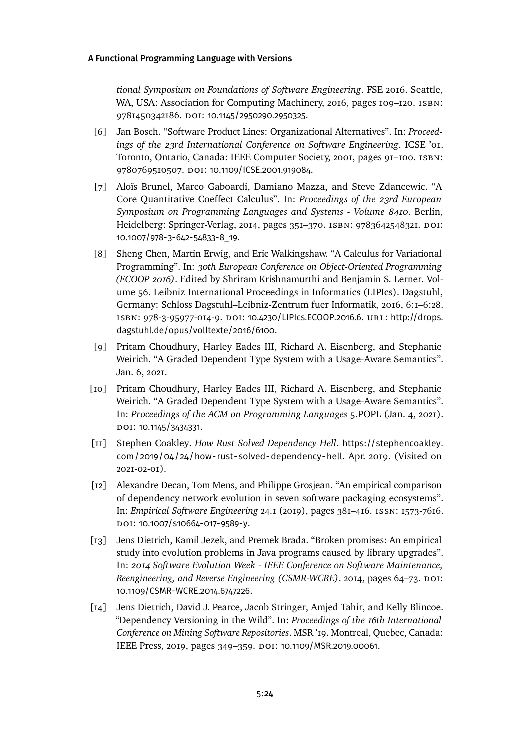*tional Symposium on Foundations of Software Engineering*. FSE 2016. Seattle, WA, USA: Association for Computing Machinery, 2016, pages 109–120. ISBN: 9781450342186. DOI: 10.1145/2950290.2950325.

[6] Jan Bosch. "Software Product Lines: Organizational Alternatives". In: *Proceedings of the 23rd International Conference on Software Engineering*. ICSE '01. Toronto, Ontario, Canada: IEEE Computer Society, 2001, pages 91–100. ISBN: 9780769510507. DOI: 10.1109/ICSE.2001.919084.

[7] Aloïs Brunel, Marco Gaboardi, Damiano Mazza, and Steve Zdancewic. "A Core Quantitative Coeffect Calculus". In: *Proceedings of the 23rd European Symposium on Programming Languages and Systems - Volume 8410*. Berlin, Heidelberg: Springer-Verlag, 2014, pages 351–370. ISBN: 9783642548321. DOI: 10.1007/978-3-642-54833-8_19.

[8] Sheng Chen, Martin Erwig, and Eric Walkingshaw. "A Calculus for Variational Programming". In: *30th European Conference on Object-Oriented Programming (ECOOP 2016)*. Edited by Shriram Krishnamurthi and Benjamin S. Lerner. Volume 56. Leibniz International Proceedings in Informatics (LIPIcs). Dagstuhl, Germany: Schloss Dagstuhl–Leibniz-Zentrum fuer Informatik, 2016, 6:1–6:28. ISBN: 978-3-95977-014-9. DOI: 10.4230/LIPIcs.ECOOP.2016.6. URL: http://drops.dagstuhl.de/opus/volltexte/2016/6100.

[9] Pritam Choudhury, Harley Eades III, Richard A. Eisenberg, and Stephanie Weirich. "A Graded Dependent Type System with a Usage-Aware Semantics". Jan. 6, 2021.

[10] Pritam Choudhury, Harley Eades III, Richard A. Eisenberg, and Stephanie Weirich. "A Graded Dependent Type System with a Usage-Aware Semantics". In: *Proceedings of the ACM on Programming Languages* 5.POPL (Jan. 4, 2021). DOI: 10.1145/3434331.

[11] Stephen Coakley. *How Rust Solved Dependency Hell*. https://stephencoakley.com/2019/04/24/how-rust-solved-dependency-hell. Apr. 2019. (Visited on 2021-02-01).

[12] Alexandre Decan, Tom Mens, and Philippe Grosjean. "An empirical comparison of dependency network evolution in seven software packaging ecosystems". In: *Empirical Software Engineering* 24.1 (2019), pages 381–416. ISSN: 1573-7616. DOI: 10.1007/s10664-017-9589-y.

[13] Jens Dietrich, Kamil Jezek, and Premek Brada. "Broken promises: An empirical study into evolution problems in Java programs caused by library upgrades". In: *2014 Software Evolution Week - IEEE Conference on Software Maintenance, Reengineering, and Reverse Engineering (CSMR-WCRE)*. 2014, pages 64–73. DOI: 10.1109/CSMR-WCRE.2014.6747226.

[14] Jens Dietrich, David J. Pearce, Jacob Stringer, Amjed Tahir, and Kelly Blincoe. "Dependency Versioning in the Wild". In: *Proceedings of the 16th International Conference on Mining Software Repositories*. MSR '19. Montreal, Quebec, Canada: IEEE Press, 2019, pages 349–359. DOI: 10.1109/MSR.2019.00061.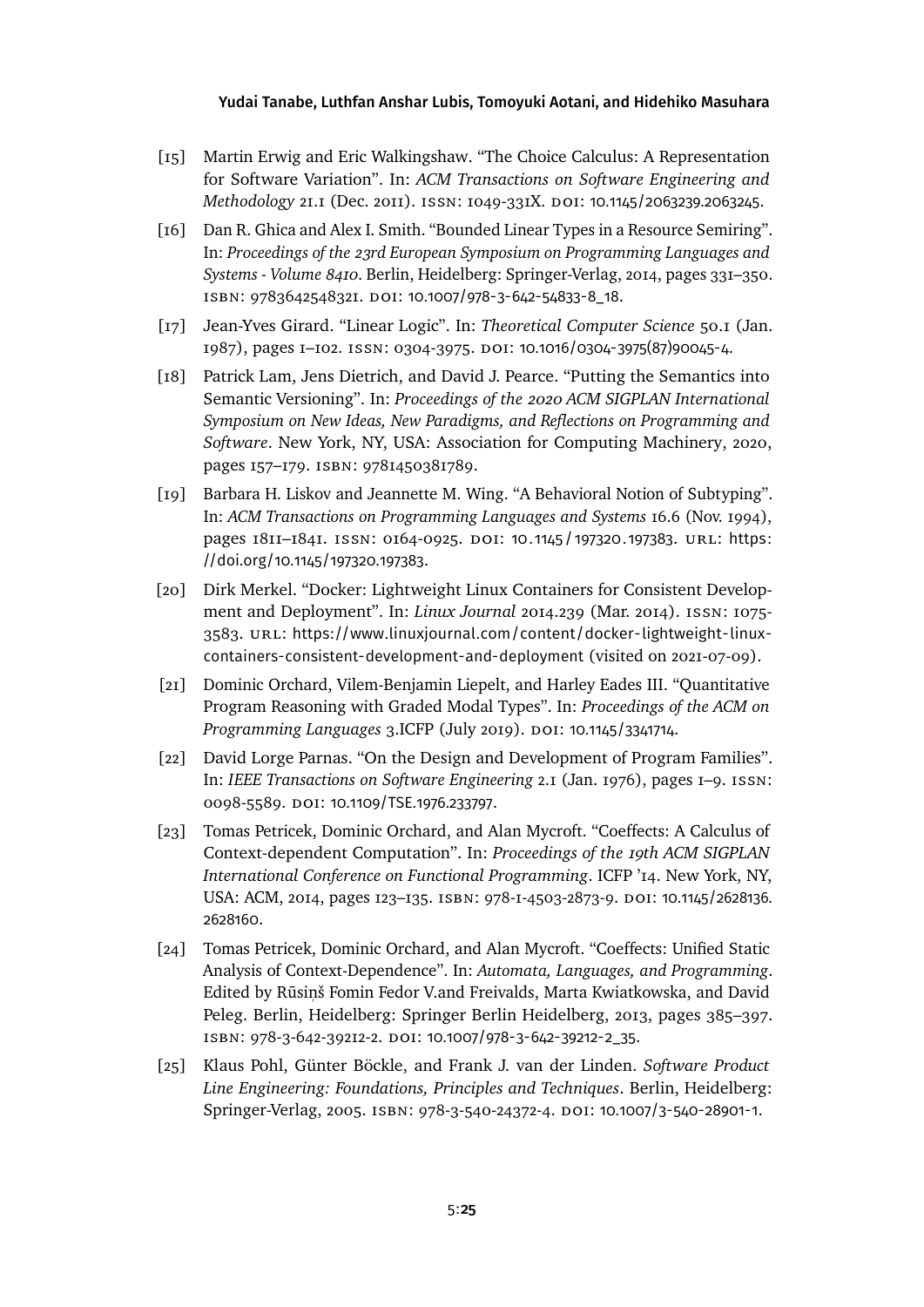[15] Martin Erwig and Eric Walkingshaw. "The Choice Calculus: A Representation for Software Variation". In: *ACM Transactions on Software Engineering and Methodology* 21.1 (Dec. 2011). ISSN: 1049-331X. DOI: 10.1145/2063239.2063245.

[16] Dan R. Ghica and Alex I. Smith. "Bounded Linear Types in a Resource Semiring". In: *Proceedings of the 23rd European Symposium on Programming Languages and Systems - Volume 8410*. Berlin, Heidelberg: Springer-Verlag, 2014, pages 331–350. ISBN: 9783642548321. DOI: 10.1007/978-3-642-54833-8_18.

[17] Jean-Yves Girard. "Linear Logic". In: *Theoretical Computer Science* 50.1 (Jan. 1987), pages 1–102. ISSN: 0304-3975. DOI: 10.1016/0304-3975(87)90045-4.

[18] Patrick Lam, Jens Dietrich, and David J. Pearce. "Putting the Semantics into Semantic Versioning". In: *Proceedings of the 2020 ACM SIGPLAN International Symposium on New Ideas, New Paradigms, and Reflections on Programming and Software*. New York, NY, USA: Association for Computing Machinery, 2020, pages 157–179. ISBN: 9781450381789.

[19] Barbara H. Liskov and Jeannette M. Wing. "A Behavioral Notion of Subtyping". In: *ACM Transactions on Programming Languages and Systems* 16.6 (Nov. 1994), pages 1811–1841. ISSN: 0164-0925. DOI: 10.1145/197320.197383. URL: https://doi.org/10.1145/197320.197383.

[20] Dirk Merkel. "Docker: Lightweight Linux Containers for Consistent Development and Deployment". In: *Linux Journal* 2014.239 (Mar. 2014). ISSN: 1075-3583. URL: https://www.linuxjournal.com/content/docker-lightweight-linux-containers-consistent-development-and-deployment (visited on 2021-07-09).

[21] Dominic Orchard, Vilem-Benjamin Liepelt, and Harley Eades III. "Quantitative Program Reasoning with Graded Modal Types". In: *Proceedings of the ACM on Programming Languages* 3.ICFP (July 2019). DOI: 10.1145/3341714.

[22] David Lorge Parnas. "On the Design and Development of Program Families". In: *IEEE Transactions on Software Engineering* 2.1 (Jan. 1976), pages 1–9. ISSN: 0098-5589. DOI: 10.1109/TSE.1976.233797.

[23] Tomas Petricek, Dominic Orchard, and Alan Mycroft. "Coeffects: A Calculus of Context-dependent Computation". In: *Proceedings of the 19th ACM SIGPLAN International Conference on Functional Programming*. ICFP '14. New York, NY, USA: ACM, 2014, pages 123–135. ISBN: 978-1-4503-2873-9. DOI: 10.1145/2628136.2628160.

[24] Tomas Petricek, Dominic Orchard, and Alan Mycroft. "Coeffects: Unified Static Analysis of Context-Dependence". In: *Automata, Languages, and Programming*. Edited by Rūsiņš Fomin Fedor V.and Freivalds, Marta Kwiatkowska, and David Peleg. Berlin, Heidelberg: Springer Berlin Heidelberg, 2013, pages 385–397. ISBN: 978-3-642-39212-2. DOI: 10.1007/978-3-642-39212-2_35.

[25] Klaus Pohl, Günter Böckle, and Frank J. van der Linden. *Software Product Line Engineering: Foundations, Principles and Techniques*. Berlin, Heidelberg: Springer-Verlag, 2005. ISBN: 978-3-540-24372-4. DOI: 10.1007/3-540-28901-1.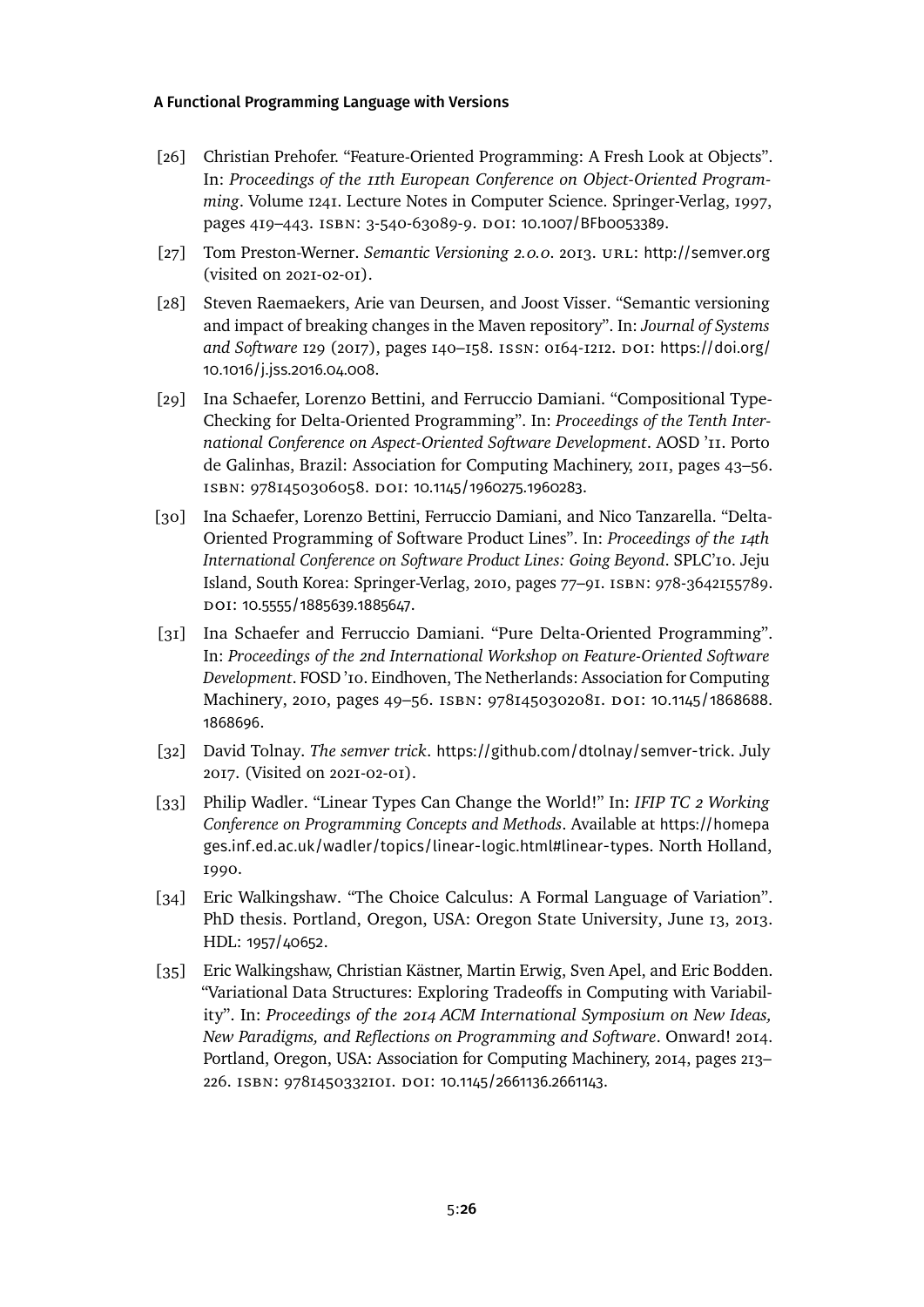[26] Christian Prehofer. "Feature-Oriented Programming: A Fresh Look at Objects". In: *Proceedings of the 11th European Conference on Object-Oriented Programming*. Volume 1241. Lecture Notes in Computer Science. Springer-Verlag, 1997, pages 419–443. ISBN: 3-540-63089-9. DOI: 10.1007/BFb0053389.

[27] Tom Preston-Werner. *Semantic Versioning 2.0.0*. 2013. URL: http://semver.org (visited on 2021-02-01).

[28] Steven Raemaekers, Arie van Deursen, and Joost Visser. "Semantic versioning and impact of breaking changes in the Maven repository". In: *Journal of Systems and Software* 129 (2017), pages 140–158. ISSN: 0164-1212. DOI: https://doi.org/10.1016/j.jss.2016.04.008.

[29] Ina Schaefer, Lorenzo Bettini, and Ferruccio Damiani. "Compositional Type-Checking for Delta-Oriented Programming". In: *Proceedings of the Tenth International Conference on Aspect-Oriented Software Development*. AOSD '11. Porto de Galinhas, Brazil: Association for Computing Machinery, 2011, pages 43–56. ISBN: 9781450306058. DOI: 10.1145/1960275.1960283.

[30] Ina Schaefer, Lorenzo Bettini, Ferruccio Damiani, and Nico Tanzarella. "Delta-Oriented Programming of Software Product Lines". In: *Proceedings of the 14th International Conference on Software Product Lines: Going Beyond*. SPLC'10. Jeju Island, South Korea: Springer-Verlag, 2010, pages 77–91. ISBN: 978-3642155789. DOI: 10.5555/1885639.1885647.

[31] Ina Schaefer and Ferruccio Damiani. "Pure Delta-Oriented Programming". In: *Proceedings of the 2nd International Workshop on Feature-Oriented Software Development*. FOSD '10. Eindhoven, The Netherlands: Association for Computing Machinery, 2010, pages 49–56. ISBN: 9781450302081. DOI: 10.1145/1868688.1868696.

[32] David Tolnay. *The semver trick*. https://github.com/dtolnay/semver-trick. July 2017. (Visited on 2021-02-01).

[33] Philip Wadler. "Linear Types Can Change the World!" In: *IFIP TC 2 Working Conference on Programming Concepts and Methods*. Available at https://homepages.inf.ed.ac.uk/wadler/topics/linear-logic.html#linear-types. North Holland, 1990.

[34] Eric Walkingshaw. "The Choice Calculus: A Formal Language of Variation". PhD thesis. Portland, Oregon, USA: Oregon State University, June 13, 2013. HDL: 1957/40652.

[35] Eric Walkingshaw, Christian Kästner, Martin Erwig, Sven Apel, and Eric Bodden. "Variational Data Structures: Exploring Tradeoffs in Computing with Variability". In: *Proceedings of the 2014 ACM International Symposium on New Ideas, New Paradigms, and Reflections on Programming and Software*. Onward! 2014. Portland, Oregon, USA: Association for Computing Machinery, 2014, pages 213–226. ISBN: 9781450332101. DOI: 10.1145/2661136.2661143.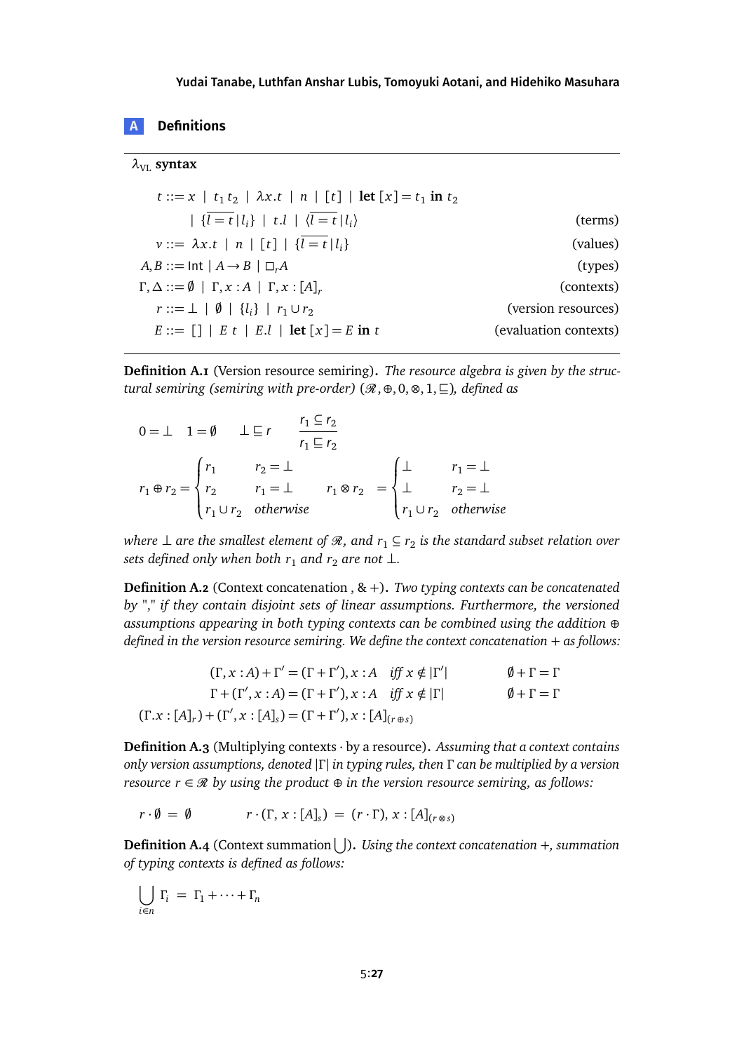## A Definitions

**$\lambda_{\text{VL}}$ syntax**

$$
\begin{aligned}
t &::= x \mid t_1\, t_2 \mid \lambda x.t \mid n \mid [t] \mid \textbf{let}\, [x] = t_1 \textbf{ in } t_2 \\
&\quad \mid \{\overline{l = t} \,|\, l_i\} \mid t.l \mid \langle \overline{l = t} \,|\, l_i \rangle && \text{(terms)} \\
v &::= \lambda x.t \mid n \mid [t] \mid \{\overline{l = t} \,|\, l_i\} && \text{(values)} \\
A, B &::= \mathsf{Int} \mid A \to B \mid \Box_r A && \text{(types)} \\
\Gamma, \Delta &::= \emptyset \mid \Gamma, x : A \mid \Gamma, x : [A]_r && \text{(contexts)} \\
r &::= \bot \mid \emptyset \mid \{l_i\} \mid r_1 \cup r_2 && \text{(version resources)} \\
E &::= [\,] \mid E\; t \mid E.l \mid \textbf{let}\, [x] = E \textbf{ in } t && \text{(evaluation contexts)}
\end{aligned}
$$

**Definition A.1** (Version resource semiring)**.** *The resource algebra is given by the structural semiring (semiring with pre-order) $(\mathscr{R}, \oplus, 0, \otimes, 1, \sqsubseteq)$, defined as*

$$
0 = \bot \quad 1 = \emptyset \quad \bot \sqsubseteq r \quad \frac{r_1 \subseteq r_2}{r_1 \sqsubseteq r_2}
$$

$$
r_1 \oplus r_2 = \begin{cases} r_1 & r_2 = \bot \\ r_2 & r_1 = \bot \\ r_1 \cup r_2 & \text{otherwise} \end{cases} \qquad r_1 \otimes r_2 = \begin{cases} \bot & r_1 = \bot \\ \bot & r_2 = \bot \\ r_1 \cup r_2 & \text{otherwise} \end{cases}
$$

*where $\bot$ are the smallest element of $\mathscr{R}$, and $r_1 \subseteq r_2$ is the standard subset relation over sets defined only when both $r_1$ and $r_2$ are not $\bot$.*

**Definition A.2** (Context concatenation , & +)**.** *Two typing contexts can be concatenated by "," if they contain disjoint sets of linear assumptions. Furthermore, the versioned assumptions appearing in both typing contexts can be combined using the addition $\oplus$ defined in the version resource semiring. We define the context concatenation + as follows:*

$$
\begin{aligned}
(\Gamma, x : A) + \Gamma' &= (\Gamma + \Gamma'), x : A \quad \textit{iff } x \notin |\Gamma'| && \emptyset + \Gamma = \Gamma \\
\Gamma + (\Gamma', x : A) &= (\Gamma + \Gamma'), x : A \quad \textit{iff } x \notin |\Gamma| && \emptyset + \Gamma = \Gamma \\
(\Gamma.x : [A]_r) + (\Gamma', x : [A]_s) &= (\Gamma + \Gamma'), x : [A]_{(r \oplus s)}
\end{aligned}
$$

**Definition A.3** (Multiplying contexts $\cdot$ by a resource)**.** *Assuming that a context contains only version assumptions, denoted $|\Gamma|$ in typing rules, then $\Gamma$ can be multiplied by a version resource $r \in \mathscr{R}$ by using the product $\oplus$ in the version resource semiring, as follows:*

$$
r \cdot \emptyset \;=\; \emptyset \qquad\qquad r \cdot (\Gamma,\, x : [A]_s) \;=\; (r \cdot \Gamma),\, x : [A]_{(r \otimes s)}
$$

**Definition A.4** (Context summation $\bigcup$)**.** *Using the context concatenation +, summation of typing contexts is defined as follows:*

$$
\bigcup_{i \in n} \Gamma_i \;=\; \Gamma_1 + \cdots + \Gamma_n
$$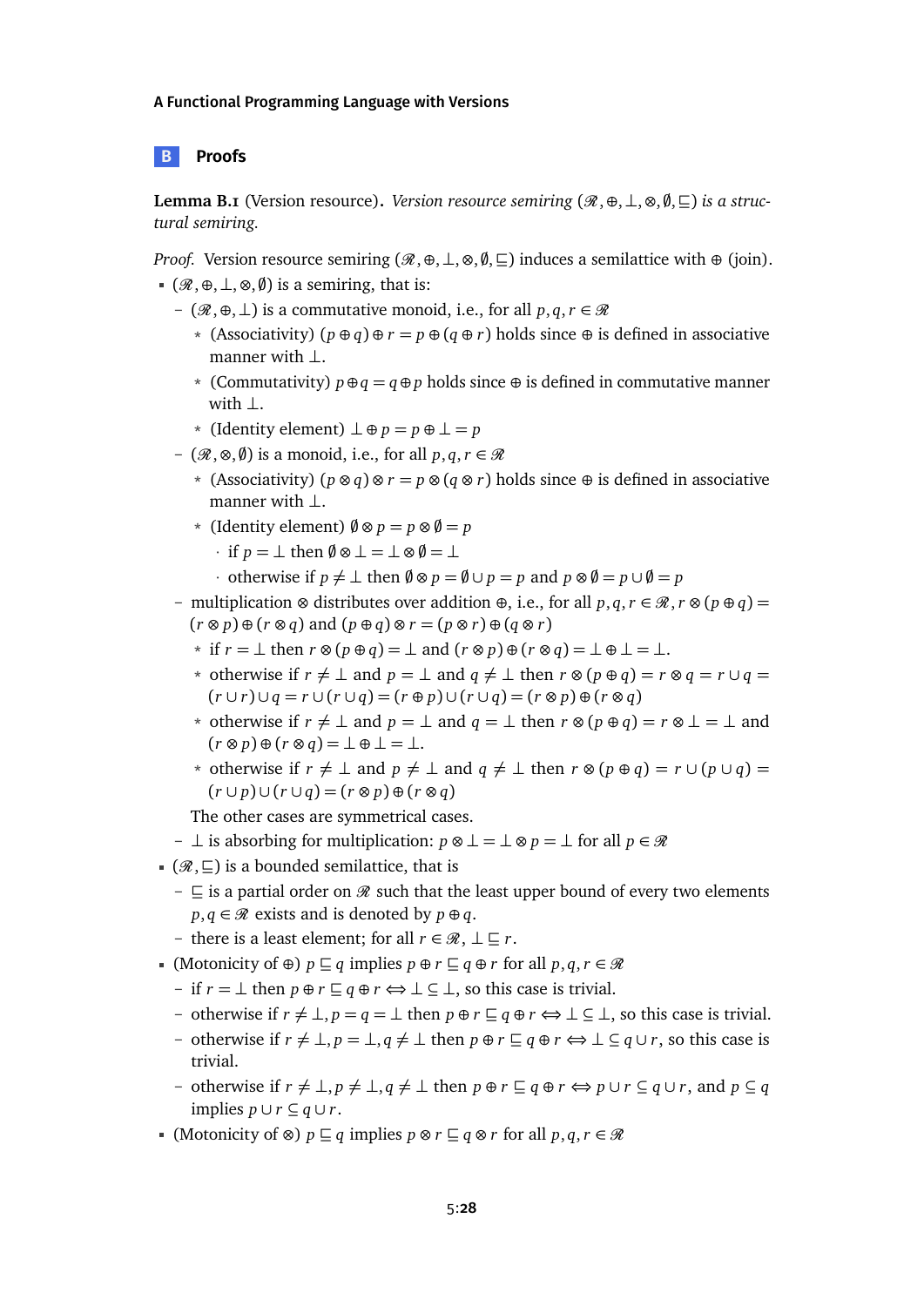## B Proofs

**Lemma B.1** (Version resource)**.** *Version resource semiring $(\mathscr{R}, \oplus, \bot, \otimes, \emptyset, \sqsubseteq)$ is a structural semiring.*

*Proof.* Version resource semiring $(\mathscr{R}, \oplus, \bot, \otimes, \emptyset, \sqsubseteq)$ induces a semilattice with $\oplus$ (join).

- $(\mathscr{R}, \oplus, \bot, \otimes, \emptyset)$ is a semiring, that is:
  - $(\mathscr{R}, \oplus, \bot)$ is a commutative monoid, i.e., for all $p, q, r \in \mathscr{R}$
    - (Associativity) $(p \oplus q) \oplus r = p \oplus (q \oplus r)$ holds since $\oplus$ is defined in associative manner with $\bot$.
    - (Commutativity) $p \oplus q = q \oplus p$ holds since $\oplus$ is defined in commutative manner with $\bot$.
    - (Identity element) $\bot \oplus p = p \oplus \bot = p$
  - $(\mathscr{R}, \otimes, \emptyset)$ is a monoid, i.e., for all $p, q, r \in \mathscr{R}$
    - (Associativity) $(p \otimes q) \otimes r = p \otimes (q \otimes r)$ holds since $\oplus$ is defined in associative manner with $\bot$.
    - (Identity element) $\emptyset \otimes p = p \otimes \emptyset = p$
      - if $p = \bot$ then $\emptyset \otimes \bot = \bot \otimes \emptyset = \bot$
      - otherwise if $p \neq \bot$ then $\emptyset \otimes p = \emptyset \cup p = p$ and $p \otimes \emptyset = p \cup \emptyset = p$
  - multiplication $\otimes$ distributes over addition $\oplus$, i.e., for all $p, q, r \in \mathscr{R}, r \otimes (p \oplus q) = (r \otimes p) \oplus (r \otimes q)$ and $(p \oplus q) \otimes r = (p \otimes r) \oplus (q \otimes r)$
    - if $r = \bot$ then $r \otimes (p \oplus q) = \bot$ and $(r \otimes p) \oplus (r \otimes q) = \bot \oplus \bot = \bot$.
    - otherwise if $r \neq \bot$ and $p = \bot$ and $q \neq \bot$ then $r \otimes (p \oplus q) = r \otimes q = r \cup q = (r \cup r) \cup q = r \cup (r \cup q) = (r \oplus p) \cup (r \cup q) = (r \otimes p) \oplus (r \otimes q)$
    - otherwise if $r \neq \bot$ and $p = \bot$ and $q = \bot$ then $r \otimes (p \oplus q) = r \otimes \bot = \bot$ and $(r \otimes p) \oplus (r \otimes q) = \bot \oplus \bot = \bot$.
    - otherwise if $r \neq \bot$ and $p \neq \bot$ and $q \neq \bot$ then $r \otimes (p \oplus q) = r \cup (p \cup q) = (r \cup p) \cup (r \cup q) = (r \otimes p) \oplus (r \otimes q)$

    The other cases are symmetrical cases.
  - $\bot$ is absorbing for multiplication: $p \otimes \bot = \bot \otimes p = \bot$ for all $p \in \mathscr{R}$
- $(\mathscr{R}, \sqsubseteq)$ is a bounded semilattice, that is
  - $\sqsubseteq$ is a partial order on $\mathscr{R}$ such that the least upper bound of every two elements $p, q \in \mathscr{R}$ exists and is denoted by $p \oplus q$.
  - there is a least element; for all $r \in \mathscr{R}$, $\bot \sqsubseteq r$.
- (Motonicity of $\oplus$) $p \sqsubseteq q$ implies $p \oplus r \sqsubseteq q \oplus r$ for all $p, q, r \in \mathscr{R}$
  - if $r = \bot$ then $p \oplus r \sqsubseteq q \oplus r \Leftrightarrow \bot \subseteq \bot$, so this case is trivial.
  - otherwise if $r \neq \bot, p = q = \bot$ then $p \oplus r \sqsubseteq q \oplus r \Leftrightarrow \bot \subseteq \bot$, so this case is trivial.
  - otherwise if $r \neq \bot, p = \bot, q \neq \bot$ then $p \oplus r \sqsubseteq q \oplus r \Leftrightarrow \bot \subseteq q \cup r$, so this case is trivial.
  - otherwise if $r \neq \bot, p \neq \bot, q \neq \bot$ then $p \oplus r \sqsubseteq q \oplus r \Leftrightarrow p \cup r \subseteq q \cup r$, and $p \subseteq q$ implies $p \cup r \subseteq q \cup r$.
- (Motonicity of $\otimes$) $p \sqsubseteq q$ implies $p \otimes r \sqsubseteq q \otimes r$ for all $p, q, r \in \mathscr{R}$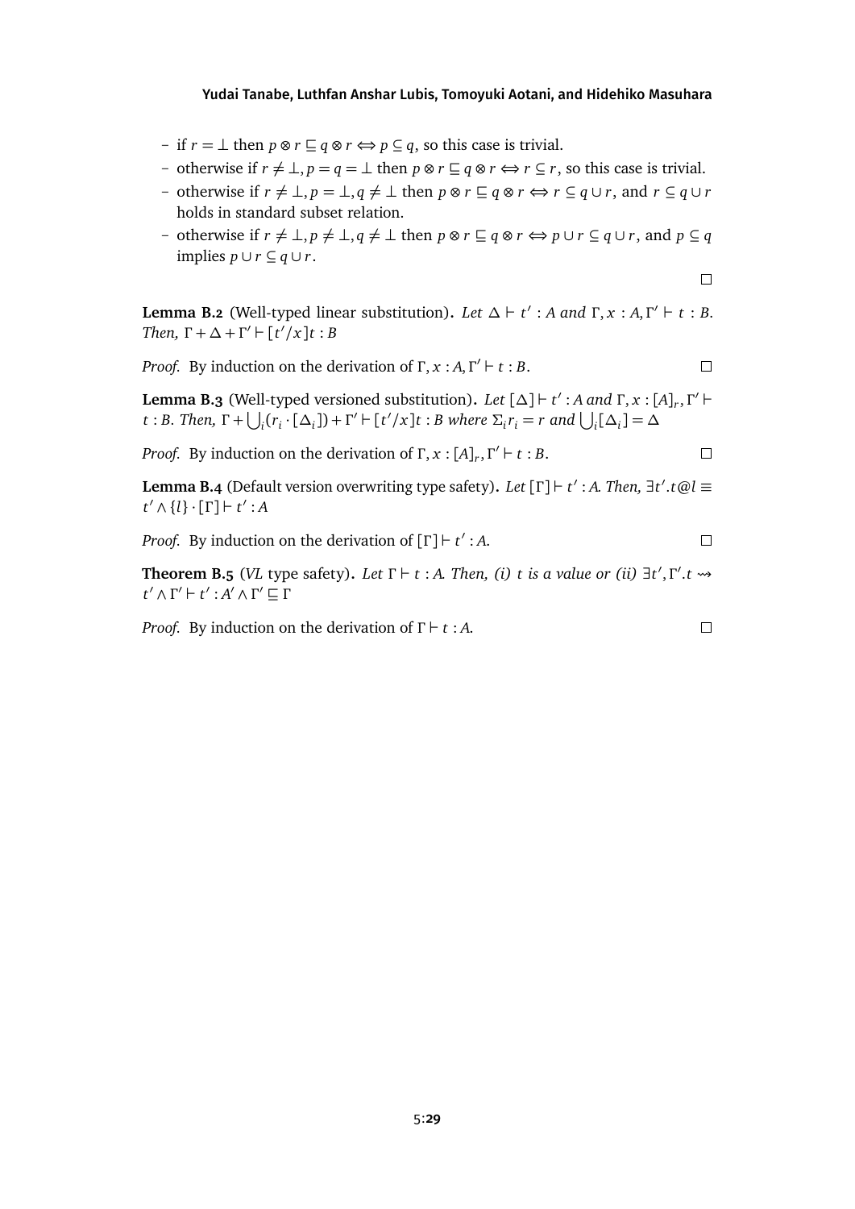- if $r = \bot$ then $p \otimes r \sqsubseteq q \otimes r \Leftrightarrow p \subseteq q$, so this case is trivial.
- otherwise if $r \neq \bot, p = q = \bot$ then $p \otimes r \sqsubseteq q \otimes r \Leftrightarrow r \subseteq r$, so this case is trivial.
- otherwise if $r \neq \bot, p = \bot, q \neq \bot$ then $p \otimes r \sqsubseteq q \otimes r \Leftrightarrow r \subseteq q \cup r$, and $r \subseteq q \cup r$ holds in standard subset relation.
- otherwise if $r \neq \bot, p \neq \bot, q \neq \bot$ then $p \otimes r \sqsubseteq q \otimes r \Leftrightarrow p \cup r \subseteq q \cup r$, and $p \subseteq q$ implies $p \cup r \subseteq q \cup r$.

$\square$

**Lemma B.2** (Well-typed linear substitution). *Let $\Delta \vdash t' : A$ and $\Gamma, x : A, \Gamma' \vdash t : B$. Then, $\Gamma + \Delta + \Gamma' \vdash [t'/x]t : B$*

*Proof.* By induction on the derivation of $\Gamma, x : A, \Gamma' \vdash t : B$. $\square$

**Lemma B.3** (Well-typed versioned substitution). *Let $[\Delta] \vdash t' : A$ and $\Gamma, x : [A]_r, \Gamma' \vdash t : B$. Then, $\Gamma + \bigcup_i (r_i \cdot [\Delta_i]) + \Gamma' \vdash [t'/x]t : B$ where $\Sigma_i r_i = r$ and $\bigcup_i [\Delta_i] = \Delta$*

*Proof.* By induction on the derivation of $\Gamma, x : [A]_r, \Gamma' \vdash t : B$. $\square$

**Lemma B.4** (Default version overwriting type safety). *Let $[\Gamma] \vdash t' : A$. Then, $\exists t'.t@l \equiv t' \wedge \{l\} \cdot [\Gamma] \vdash t' : A$*

*Proof.* By induction on the derivation of $[\Gamma] \vdash t' : A$. $\square$

**Theorem B.5** (*VL* type safety). *Let $\Gamma \vdash t : A$. Then, (i) $t$ is a value or (ii) $\exists t', \Gamma'. t \rightsquigarrow t' \wedge \Gamma' \vdash t' : A' \wedge \Gamma' \sqsubseteq \Gamma$*

*Proof.* By induction on the derivation of $\Gamma \vdash t : A$. $\square$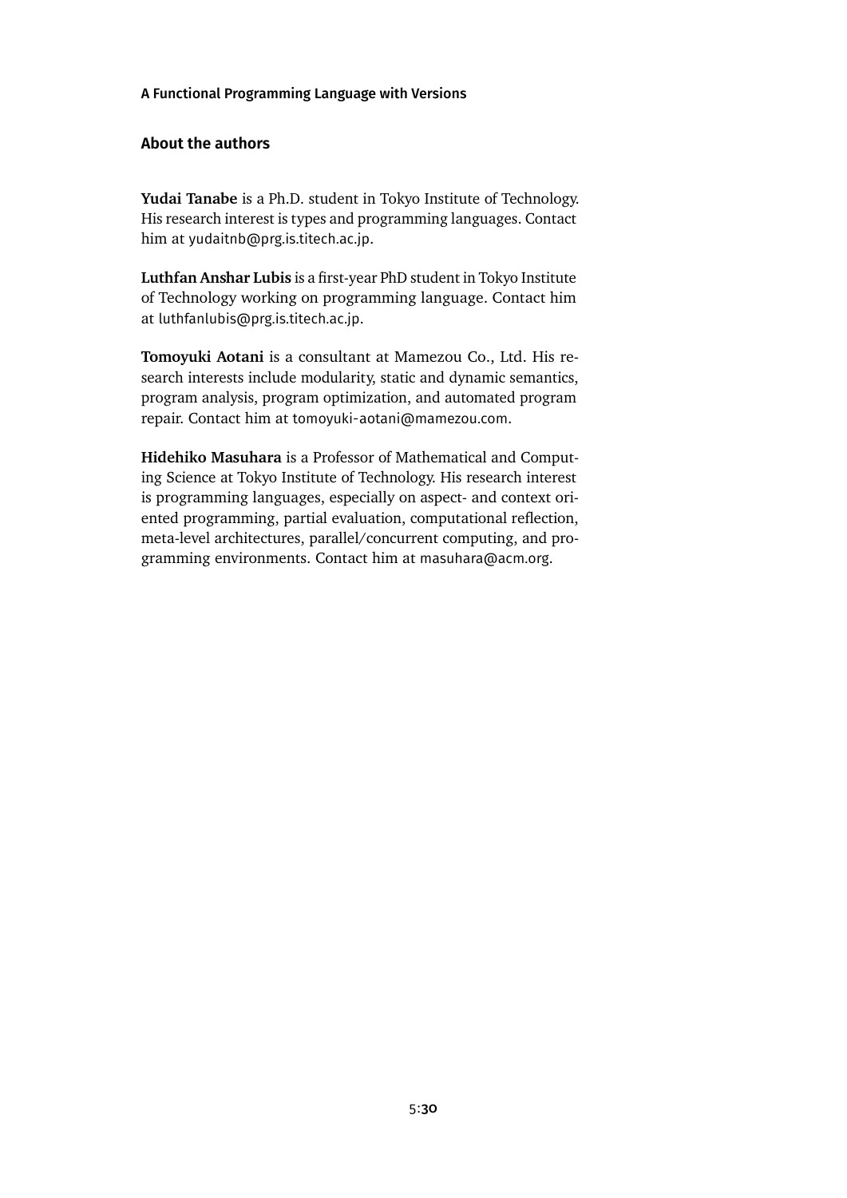## About the authors

**Yudai Tanabe** is a Ph.D. student in Tokyo Institute of Technology. His research interest is types and programming languages. Contact him at yudaitnb@prg.is.titech.ac.jp.

**Luthfan Anshar Lubis** is a first-year PhD student in Tokyo Institute of Technology working on programming language. Contact him at luthfanlubis@prg.is.titech.ac.jp.

**Tomoyuki Aotani** is a consultant at Mamezou Co., Ltd. His research interests include modularity, static and dynamic semantics, program analysis, program optimization, and automated program repair. Contact him at tomoyuki-aotani@mamezou.com.

**Hidehiko Masuhara** is a Professor of Mathematical and Computing Science at Tokyo Institute of Technology. His research interest is programming languages, especially on aspect- and context oriented programming, partial evaluation, computational reflection, meta-level architectures, parallel/concurrent computing, and programming environments. Contact him at masuhara@acm.org.